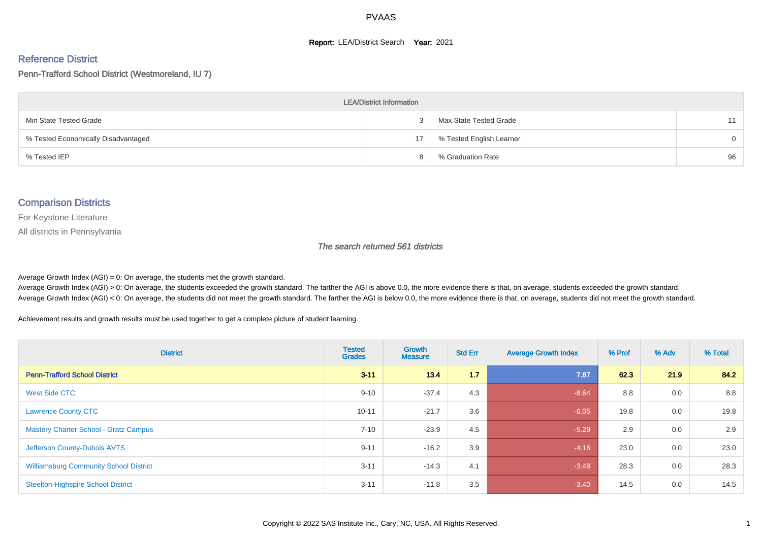PVAAS

**Report:** LEA/District Search **Year:** 2021

## Reference District

Penn-Trafford School District (Westmoreland, IU 7)

| LEA/District Information | | | |
|---|---|---|---|
| Min State Tested Grade | 3 | Max State Tested Grade | 11 |
| % Tested Economically Disadvantaged | 17 | % Tested English Learner | 0 |
| % Tested IEP | 8 | % Graduation Rate | 96 |

## Comparison Districts

For Keystone Literature

All districts in Pennsylvania

*The search returned 561 districts*

Average Growth Index (AGI) = 0: On average, the students met the growth standard.
Average Growth Index (AGI) > 0: On average, the students exceeded the growth standard. The farther the AGI is above 0.0, the more evidence there is that, on average, students exceeded the growth standard.
Average Growth Index (AGI) < 0: On average, the students did not meet the growth standard. The farther the AGI is below 0.0, the more evidence there is that, on average, students did not meet the growth standard.

Achievement results and growth results must be used together to get a complete picture of student learning.

| District | Tested Grades | Growth Measure | Std Err | Average Growth Index | % Prof | % Adv | % Total |
|---|---|---|---|---|---|---|---|
| **Penn-Trafford School District** | **3-11** | **13.4** | **1.7** | **7.87** | **62.3** | **21.9** | **84.2** |
| West Side CTC | 9-10 | -37.4 | 4.3 | -8.64 | 8.8 | 0.0 | 8.8 |
| Lawrence County CTC | 10-11 | -21.7 | 3.6 | -6.05 | 19.8 | 0.0 | 19.8 |
| Mastery Charter School - Gratz Campus | 7-10 | -23.9 | 4.5 | -5.29 | 2.9 | 0.0 | 2.9 |
| Jefferson County-Dubois AVTS | 9-11 | -16.2 | 3.9 | -4.16 | 23.0 | 0.0 | 23.0 |
| Williamsburg Community School District | 3-11 | -14.3 | 4.1 | -3.48 | 28.3 | 0.0 | 28.3 |
| Steelton-Highspire School District | 3-11 | -11.8 | 3.5 | -3.40 | 14.5 | 0.0 | 14.5 |

Copyright © 2022 SAS Institute Inc., Cary, NC, USA. All Rights Reserved.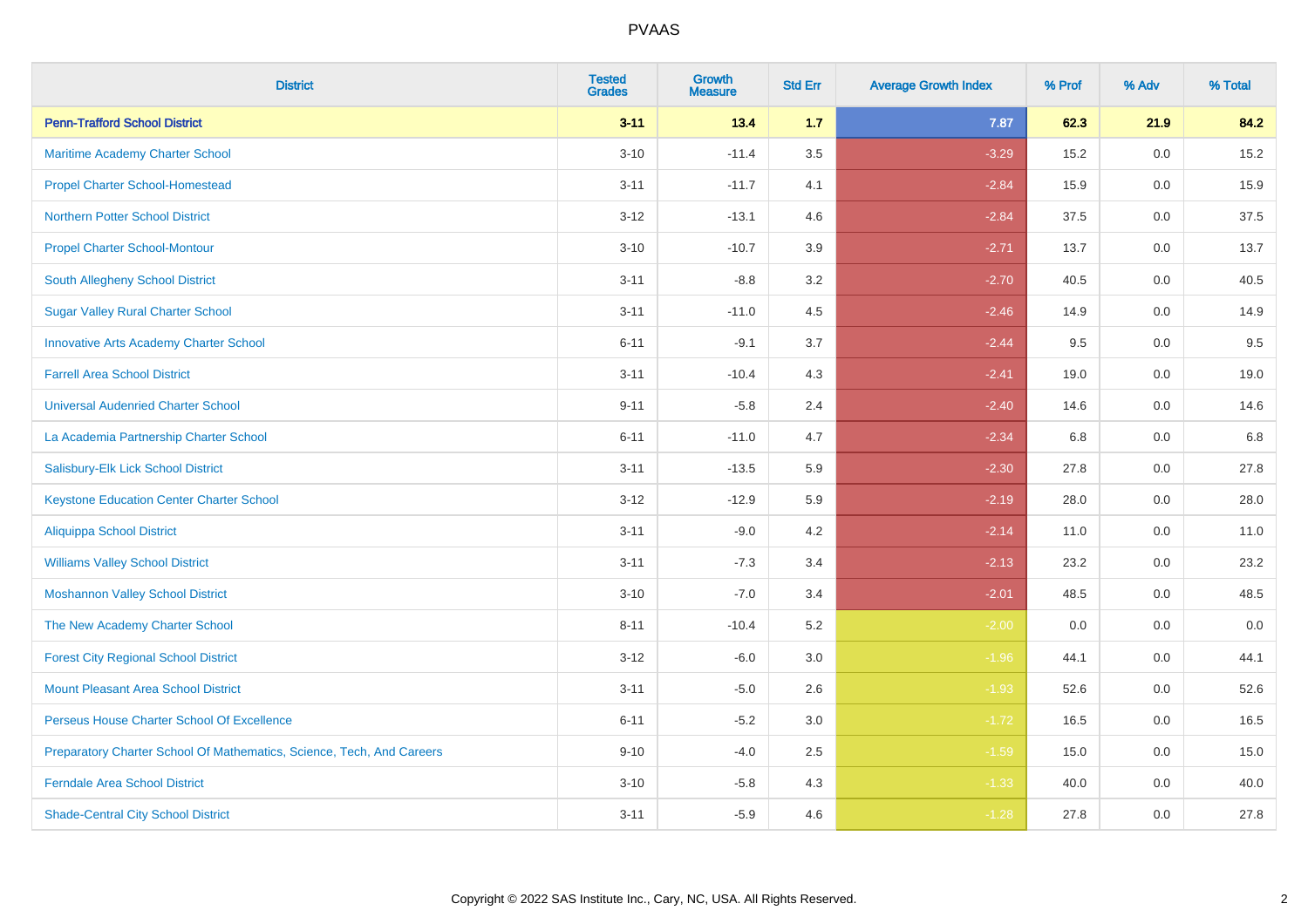# PVAAS

| District | Tested Grades | Growth Measure | Std Err | Average Growth Index | % Prof | % Adv | % Total |
|---|---|---|---|---|---|---|---|
| **Penn-Trafford School District** | **3-11** | **13.4** | **1.7** | **7.87** | **62.3** | **21.9** | **84.2** |
| Maritime Academy Charter School | 3-10 | -11.4 | 3.5 | -3.29 | 15.2 | 0.0 | 15.2 |
| Propel Charter School-Homestead | 3-11 | -11.7 | 4.1 | -2.84 | 15.9 | 0.0 | 15.9 |
| Northern Potter School District | 3-12 | -13.1 | 4.6 | -2.84 | 37.5 | 0.0 | 37.5 |
| Propel Charter School-Montour | 3-10 | -10.7 | 3.9 | -2.71 | 13.7 | 0.0 | 13.7 |
| South Allegheny School District | 3-11 | -8.8 | 3.2 | -2.70 | 40.5 | 0.0 | 40.5 |
| Sugar Valley Rural Charter School | 3-11 | -11.0 | 4.5 | -2.46 | 14.9 | 0.0 | 14.9 |
| Innovative Arts Academy Charter School | 6-11 | -9.1 | 3.7 | -2.44 | 9.5 | 0.0 | 9.5 |
| Farrell Area School District | 3-11 | -10.4 | 4.3 | -2.41 | 19.0 | 0.0 | 19.0 |
| Universal Audenried Charter School | 9-11 | -5.8 | 2.4 | -2.40 | 14.6 | 0.0 | 14.6 |
| La Academia Partnership Charter School | 6-11 | -11.0 | 4.7 | -2.34 | 6.8 | 0.0 | 6.8 |
| Salisbury-Elk Lick School District | 3-11 | -13.5 | 5.9 | -2.30 | 27.8 | 0.0 | 27.8 |
| Keystone Education Center Charter School | 3-12 | -12.9 | 5.9 | -2.19 | 28.0 | 0.0 | 28.0 |
| Aliquippa School District | 3-11 | -9.0 | 4.2 | -2.14 | 11.0 | 0.0 | 11.0 |
| Williams Valley School District | 3-11 | -7.3 | 3.4 | -2.13 | 23.2 | 0.0 | 23.2 |
| Moshannon Valley School District | 3-10 | -7.0 | 3.4 | -2.01 | 48.5 | 0.0 | 48.5 |
| The New Academy Charter School | 8-11 | -10.4 | 5.2 | -2.00 | 0.0 | 0.0 | 0.0 |
| Forest City Regional School District | 3-12 | -6.0 | 3.0 | -1.96 | 44.1 | 0.0 | 44.1 |
| Mount Pleasant Area School District | 3-11 | -5.0 | 2.6 | -1.93 | 52.6 | 0.0 | 52.6 |
| Perseus House Charter School Of Excellence | 6-11 | -5.2 | 3.0 | -1.72 | 16.5 | 0.0 | 16.5 |
| Preparatory Charter School Of Mathematics, Science, Tech, And Careers | 9-10 | -4.0 | 2.5 | -1.59 | 15.0 | 0.0 | 15.0 |
| Ferndale Area School District | 3-10 | -5.8 | 4.3 | -1.33 | 40.0 | 0.0 | 40.0 |
| Shade-Central City School District | 3-11 | -5.9 | 4.6 | -1.28 | 27.8 | 0.0 | 27.8 |

Copyright © 2022 SAS Institute Inc., Cary, NC, USA. All Rights Reserved.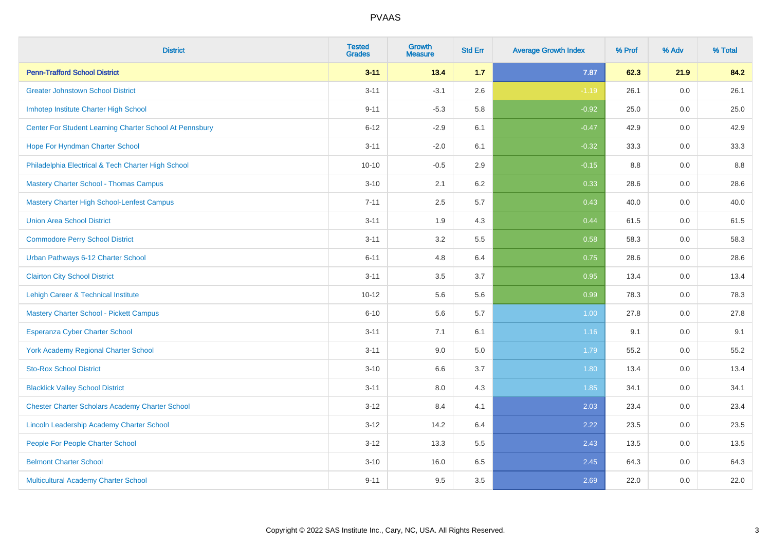# PVAAS

| District | Tested Grades | Growth Measure | Std Err | Average Growth Index | % Prof | % Adv | % Total |
|---|---|---|---|---|---|---|---|
| **Penn-Trafford School District** | **3-11** | **13.4** | **1.7** | **7.87** | **62.3** | **21.9** | **84.2** |
| Greater Johnstown School District | 3-11 | -3.1 | 2.6 | -1.19 | 26.1 | 0.0 | 26.1 |
| Imhotep Institute Charter High School | 9-11 | -5.3 | 5.8 | -0.92 | 25.0 | 0.0 | 25.0 |
| Center For Student Learning Charter School At Pennsbury | 6-12 | -2.9 | 6.1 | -0.47 | 42.9 | 0.0 | 42.9 |
| Hope For Hyndman Charter School | 3-11 | -2.0 | 6.1 | -0.32 | 33.3 | 0.0 | 33.3 |
| Philadelphia Electrical & Tech Charter High School | 10-10 | -0.5 | 2.9 | -0.15 | 8.8 | 0.0 | 8.8 |
| Mastery Charter School - Thomas Campus | 3-10 | 2.1 | 6.2 | 0.33 | 28.6 | 0.0 | 28.6 |
| Mastery Charter High School-Lenfest Campus | 7-11 | 2.5 | 5.7 | 0.43 | 40.0 | 0.0 | 40.0 |
| Union Area School District | 3-11 | 1.9 | 4.3 | 0.44 | 61.5 | 0.0 | 61.5 |
| Commodore Perry School District | 3-11 | 3.2 | 5.5 | 0.58 | 58.3 | 0.0 | 58.3 |
| Urban Pathways 6-12 Charter School | 6-11 | 4.8 | 6.4 | 0.75 | 28.6 | 0.0 | 28.6 |
| Clairton City School District | 3-11 | 3.5 | 3.7 | 0.95 | 13.4 | 0.0 | 13.4 |
| Lehigh Career & Technical Institute | 10-12 | 5.6 | 5.6 | 0.99 | 78.3 | 0.0 | 78.3 |
| Mastery Charter School - Pickett Campus | 6-10 | 5.6 | 5.7 | 1.00 | 27.8 | 0.0 | 27.8 |
| Esperanza Cyber Charter School | 3-11 | 7.1 | 6.1 | 1.16 | 9.1 | 0.0 | 9.1 |
| York Academy Regional Charter School | 3-11 | 9.0 | 5.0 | 1.79 | 55.2 | 0.0 | 55.2 |
| Sto-Rox School District | 3-10 | 6.6 | 3.7 | 1.80 | 13.4 | 0.0 | 13.4 |
| Blacklick Valley School District | 3-11 | 8.0 | 4.3 | 1.85 | 34.1 | 0.0 | 34.1 |
| Chester Charter Scholars Academy Charter School | 3-12 | 8.4 | 4.1 | 2.03 | 23.4 | 0.0 | 23.4 |
| Lincoln Leadership Academy Charter School | 3-12 | 14.2 | 6.4 | 2.22 | 23.5 | 0.0 | 23.5 |
| People For People Charter School | 3-12 | 13.3 | 5.5 | 2.43 | 13.5 | 0.0 | 13.5 |
| Belmont Charter School | 3-10 | 16.0 | 6.5 | 2.45 | 64.3 | 0.0 | 64.3 |
| Multicultural Academy Charter School | 9-11 | 9.5 | 3.5 | 2.69 | 22.0 | 0.0 | 22.0 |

Copyright © 2022 SAS Institute Inc., Cary, NC, USA. All Rights Reserved.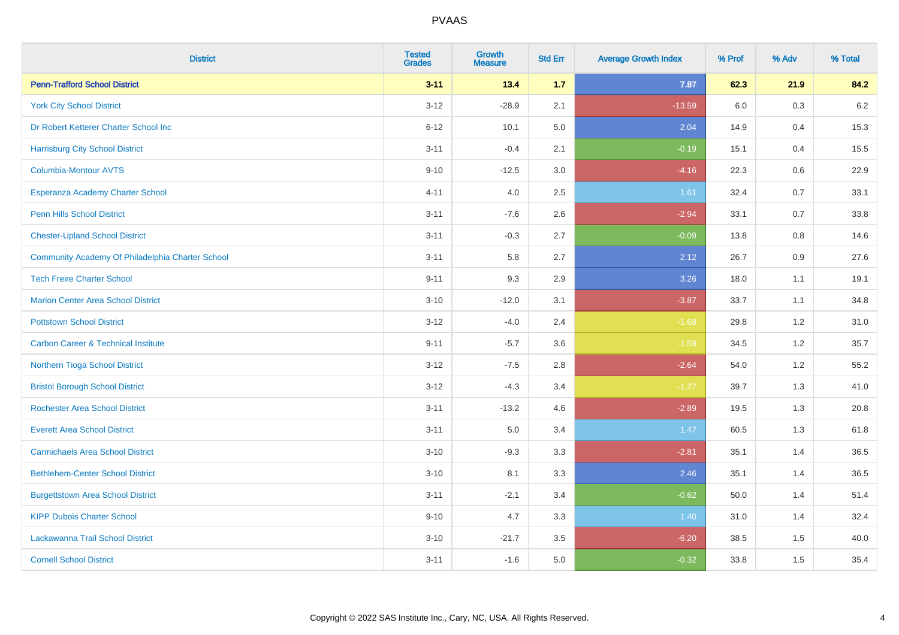PVAAS

| District | Tested Grades | Growth Measure | Std Err | Average Growth Index | % Prof | % Adv | % Total |
|---|---|---|---|---|---|---|---|
| **Penn-Trafford School District** | **3-11** | **13.4** | **1.7** | **7.87** | **62.3** | **21.9** | **84.2** |
| York City School District | 3-12 | -28.9 | 2.1 | -13.59 | 6.0 | 0.3 | 6.2 |
| Dr Robert Ketterer Charter School Inc | 6-12 | 10.1 | 5.0 | 2.04 | 14.9 | 0.4 | 15.3 |
| Harrisburg City School District | 3-11 | -0.4 | 2.1 | -0.19 | 15.1 | 0.4 | 15.5 |
| Columbia-Montour AVTS | 9-10 | -12.5 | 3.0 | -4.16 | 22.3 | 0.6 | 22.9 |
| Esperanza Academy Charter School | 4-11 | 4.0 | 2.5 | 1.61 | 32.4 | 0.7 | 33.1 |
| Penn Hills School District | 3-11 | -7.6 | 2.6 | -2.94 | 33.1 | 0.7 | 33.8 |
| Chester-Upland School District | 3-11 | -0.3 | 2.7 | -0.09 | 13.8 | 0.8 | 14.6 |
| Community Academy Of Philadelphia Charter School | 3-11 | 5.8 | 2.7 | 2.12 | 26.7 | 0.9 | 27.6 |
| Tech Freire Charter School | 9-11 | 9.3 | 2.9 | 3.26 | 18.0 | 1.1 | 19.1 |
| Marion Center Area School District | 3-10 | -12.0 | 3.1 | -3.87 | 33.7 | 1.1 | 34.8 |
| Pottstown School District | 3-12 | -4.0 | 2.4 | -1.68 | 29.8 | 1.2 | 31.0 |
| Carbon Career & Technical Institute | 9-11 | -5.7 | 3.6 | -1.59 | 34.5 | 1.2 | 35.7 |
| Northern Tioga School District | 3-12 | -7.5 | 2.8 | -2.64 | 54.0 | 1.2 | 55.2 |
| Bristol Borough School District | 3-12 | -4.3 | 3.4 | -1.27 | 39.7 | 1.3 | 41.0 |
| Rochester Area School District | 3-11 | -13.2 | 4.6 | -2.89 | 19.5 | 1.3 | 20.8 |
| Everett Area School District | 3-11 | 5.0 | 3.4 | 1.47 | 60.5 | 1.3 | 61.8 |
| Carmichaels Area School District | 3-10 | -9.3 | 3.3 | -2.81 | 35.1 | 1.4 | 36.5 |
| Bethlehem-Center School District | 3-10 | 8.1 | 3.3 | 2.46 | 35.1 | 1.4 | 36.5 |
| Burgettstown Area School District | 3-11 | -2.1 | 3.4 | -0.62 | 50.0 | 1.4 | 51.4 |
| KIPP Dubois Charter School | 9-10 | 4.7 | 3.3 | 1.40 | 31.0 | 1.4 | 32.4 |
| Lackawanna Trail School District | 3-10 | -21.7 | 3.5 | -6.20 | 38.5 | 1.5 | 40.0 |
| Cornell School District | 3-11 | -1.6 | 5.0 | -0.32 | 33.8 | 1.5 | 35.4 |

Copyright © 2022 SAS Institute Inc., Cary, NC, USA. All Rights Reserved.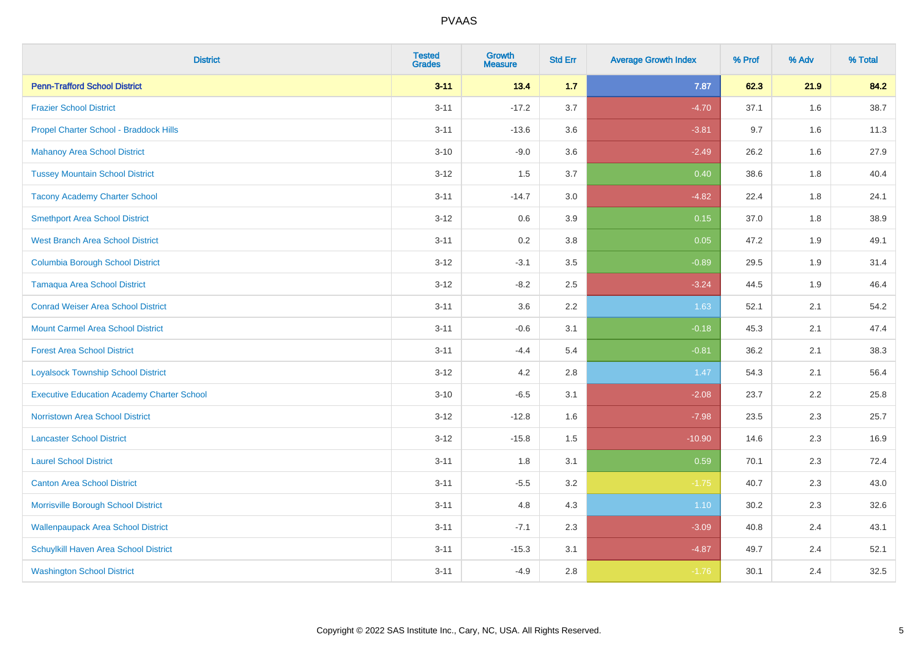# PVAAS

| District | Tested Grades | Growth Measure | Std Err | Average Growth Index | % Prof | % Adv | % Total |
|---|---|---|---|---|---|---|---|
| **Penn-Trafford School District** | **3-11** | **13.4** | **1.7** | **7.87** | **62.3** | **21.9** | **84.2** |
| Frazier School District | 3-11 | -17.2 | 3.7 | -4.70 | 37.1 | 1.6 | 38.7 |
| Propel Charter School - Braddock Hills | 3-11 | -13.6 | 3.6 | -3.81 | 9.7 | 1.6 | 11.3 |
| Mahanoy Area School District | 3-10 | -9.0 | 3.6 | -2.49 | 26.2 | 1.6 | 27.9 |
| Tussey Mountain School District | 3-12 | 1.5 | 3.7 | 0.40 | 38.6 | 1.8 | 40.4 |
| Tacony Academy Charter School | 3-11 | -14.7 | 3.0 | -4.82 | 22.4 | 1.8 | 24.1 |
| Smethport Area School District | 3-12 | 0.6 | 3.9 | 0.15 | 37.0 | 1.8 | 38.9 |
| West Branch Area School District | 3-11 | 0.2 | 3.8 | 0.05 | 47.2 | 1.9 | 49.1 |
| Columbia Borough School District | 3-12 | -3.1 | 3.5 | -0.89 | 29.5 | 1.9 | 31.4 |
| Tamaqua Area School District | 3-12 | -8.2 | 2.5 | -3.24 | 44.5 | 1.9 | 46.4 |
| Conrad Weiser Area School District | 3-11 | 3.6 | 2.2 | 1.63 | 52.1 | 2.1 | 54.2 |
| Mount Carmel Area School District | 3-11 | -0.6 | 3.1 | -0.18 | 45.3 | 2.1 | 47.4 |
| Forest Area School District | 3-11 | -4.4 | 5.4 | -0.81 | 36.2 | 2.1 | 38.3 |
| Loyalsock Township School District | 3-12 | 4.2 | 2.8 | 1.47 | 54.3 | 2.1 | 56.4 |
| Executive Education Academy Charter School | 3-10 | -6.5 | 3.1 | -2.08 | 23.7 | 2.2 | 25.8 |
| Norristown Area School District | 3-12 | -12.8 | 1.6 | -7.98 | 23.5 | 2.3 | 25.7 |
| Lancaster School District | 3-12 | -15.8 | 1.5 | -10.90 | 14.6 | 2.3 | 16.9 |
| Laurel School District | 3-11 | 1.8 | 3.1 | 0.59 | 70.1 | 2.3 | 72.4 |
| Canton Area School District | 3-11 | -5.5 | 3.2 | -1.75 | 40.7 | 2.3 | 43.0 |
| Morrisville Borough School District | 3-11 | 4.8 | 4.3 | 1.10 | 30.2 | 2.3 | 32.6 |
| Wallenpaupack Area School District | 3-11 | -7.1 | 2.3 | -3.09 | 40.8 | 2.4 | 43.1 |
| Schuylkill Haven Area School District | 3-11 | -15.3 | 3.1 | -4.87 | 49.7 | 2.4 | 52.1 |
| Washington School District | 3-11 | -4.9 | 2.8 | -1.76 | 30.1 | 2.4 | 32.5 |

Copyright © 2022 SAS Institute Inc., Cary, NC, USA. All Rights Reserved.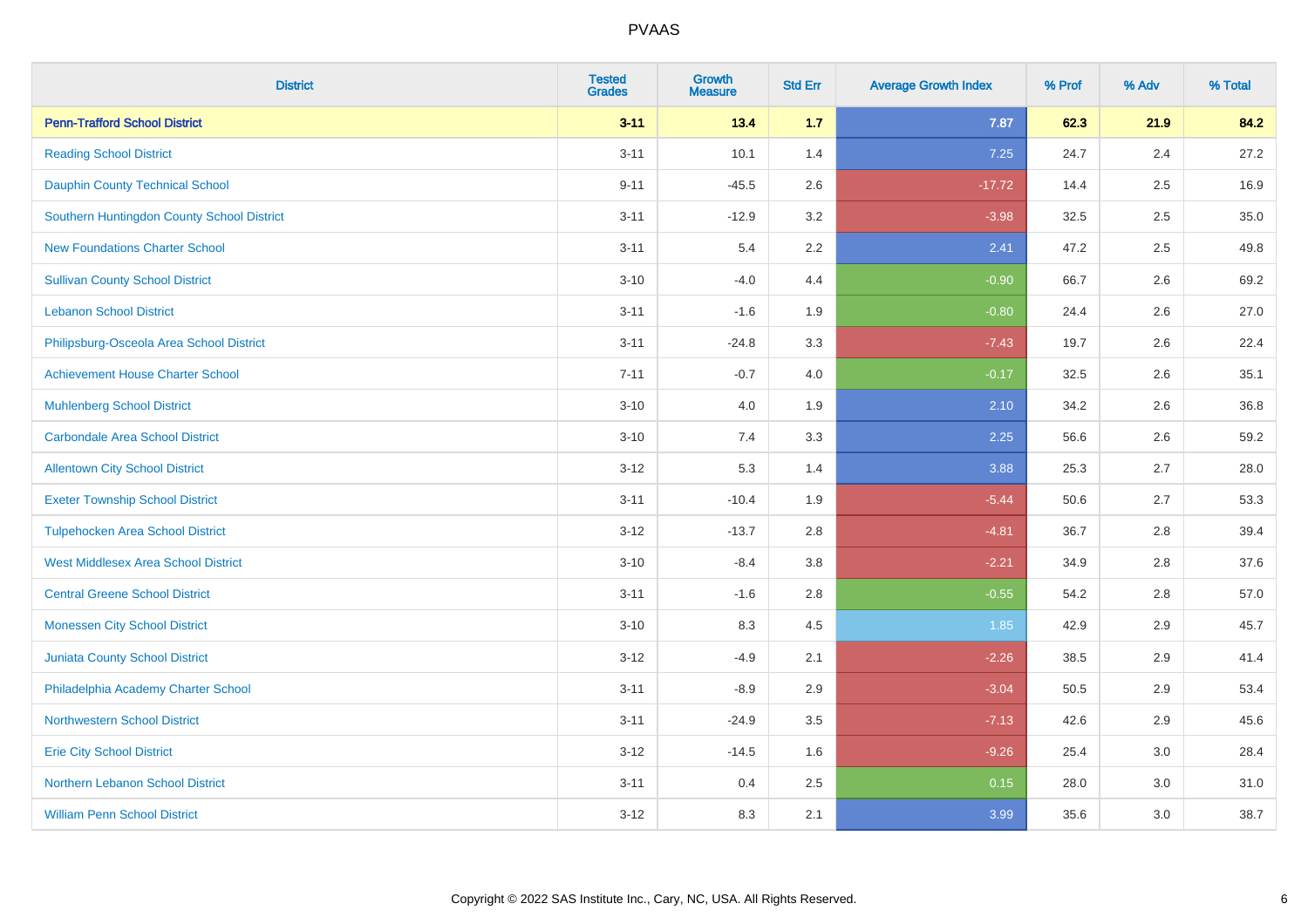# PVAAS

| District | Tested Grades | Growth Measure | Std Err | Average Growth Index | % Prof | % Adv | % Total |
|---|---|---|---|---|---|---|---|
| **Penn-Trafford School District** | **3-11** | **13.4** | **1.7** | **7.87** | **62.3** | **21.9** | **84.2** |
| Reading School District | 3-11 | 10.1 | 1.4 | 7.25 | 24.7 | 2.4 | 27.2 |
| Dauphin County Technical School | 9-11 | -45.5 | 2.6 | -17.72 | 14.4 | 2.5 | 16.9 |
| Southern Huntingdon County School District | 3-11 | -12.9 | 3.2 | -3.98 | 32.5 | 2.5 | 35.0 |
| New Foundations Charter School | 3-11 | 5.4 | 2.2 | 2.41 | 47.2 | 2.5 | 49.8 |
| Sullivan County School District | 3-10 | -4.0 | 4.4 | -0.90 | 66.7 | 2.6 | 69.2 |
| Lebanon School District | 3-11 | -1.6 | 1.9 | -0.80 | 24.4 | 2.6 | 27.0 |
| Philipsburg-Osceola Area School District | 3-11 | -24.8 | 3.3 | -7.43 | 19.7 | 2.6 | 22.4 |
| Achievement House Charter School | 7-11 | -0.7 | 4.0 | -0.17 | 32.5 | 2.6 | 35.1 |
| Muhlenberg School District | 3-10 | 4.0 | 1.9 | 2.10 | 34.2 | 2.6 | 36.8 |
| Carbondale Area School District | 3-10 | 7.4 | 3.3 | 2.25 | 56.6 | 2.6 | 59.2 |
| Allentown City School District | 3-12 | 5.3 | 1.4 | 3.88 | 25.3 | 2.7 | 28.0 |
| Exeter Township School District | 3-11 | -10.4 | 1.9 | -5.44 | 50.6 | 2.7 | 53.3 |
| Tulpehocken Area School District | 3-12 | -13.7 | 2.8 | -4.81 | 36.7 | 2.8 | 39.4 |
| West Middlesex Area School District | 3-10 | -8.4 | 3.8 | -2.21 | 34.9 | 2.8 | 37.6 |
| Central Greene School District | 3-11 | -1.6 | 2.8 | -0.55 | 54.2 | 2.8 | 57.0 |
| Monessen City School District | 3-10 | 8.3 | 4.5 | 1.85 | 42.9 | 2.9 | 45.7 |
| Juniata County School District | 3-12 | -4.9 | 2.1 | -2.26 | 38.5 | 2.9 | 41.4 |
| Philadelphia Academy Charter School | 3-11 | -8.9 | 2.9 | -3.04 | 50.5 | 2.9 | 53.4 |
| Northwestern School District | 3-11 | -24.9 | 3.5 | -7.13 | 42.6 | 2.9 | 45.6 |
| Erie City School District | 3-12 | -14.5 | 1.6 | -9.26 | 25.4 | 3.0 | 28.4 |
| Northern Lebanon School District | 3-11 | 0.4 | 2.5 | 0.15 | 28.0 | 3.0 | 31.0 |
| William Penn School District | 3-12 | 8.3 | 2.1 | 3.99 | 35.6 | 3.0 | 38.7 |

Copyright © 2022 SAS Institute Inc., Cary, NC, USA. All Rights Reserved.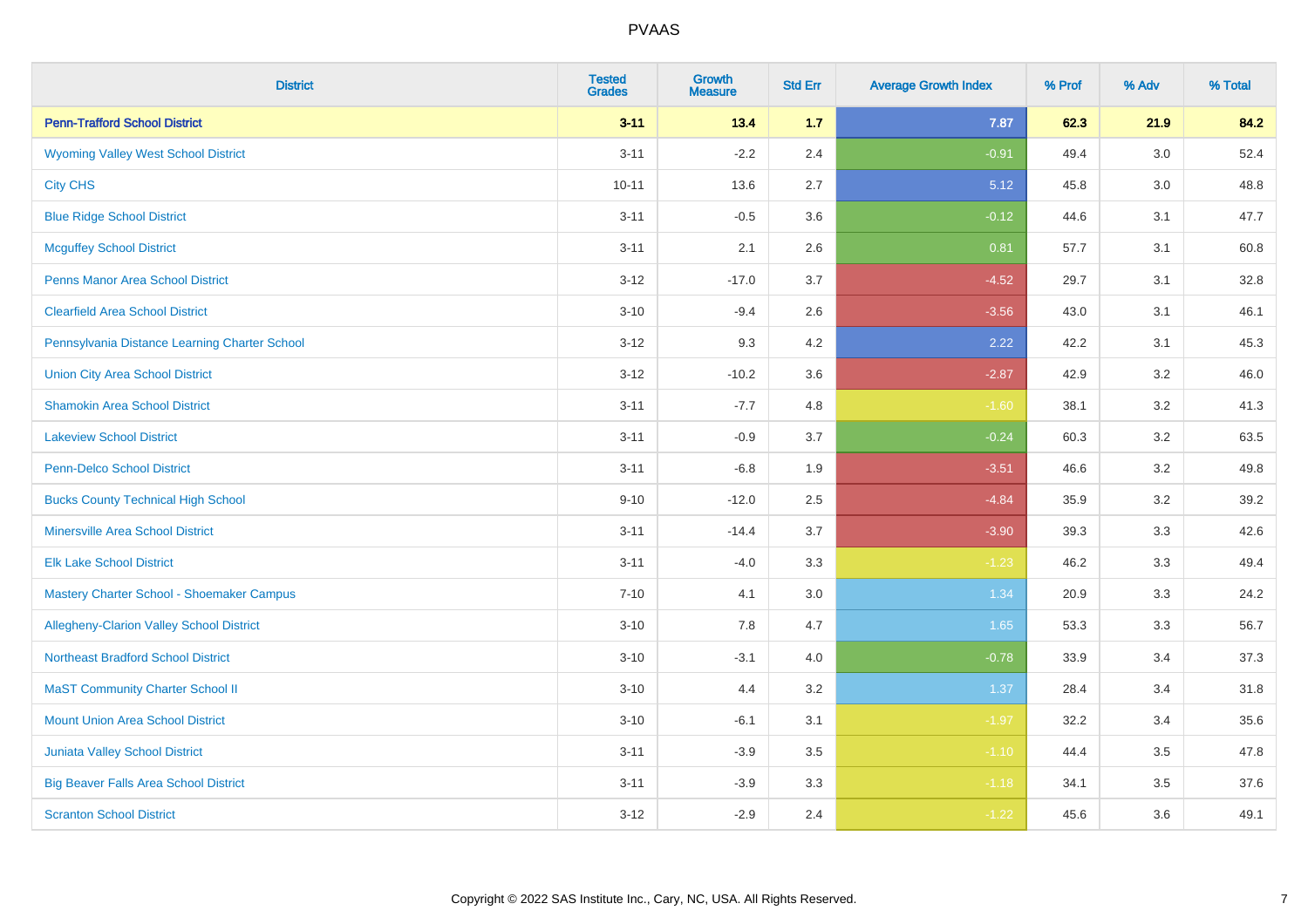# PVAAS

| District | Tested Grades | Growth Measure | Std Err | Average Growth Index | % Prof | % Adv | % Total |
|---|---|---|---|---|---|---|---|
| **Penn-Trafford School District** | **3-11** | **13.4** | **1.7** | **7.87** | **62.3** | **21.9** | **84.2** |
| Wyoming Valley West School District | 3-11 | -2.2 | 2.4 | -0.91 | 49.4 | 3.0 | 52.4 |
| City CHS | 10-11 | 13.6 | 2.7 | 5.12 | 45.8 | 3.0 | 48.8 |
| Blue Ridge School District | 3-11 | -0.5 | 3.6 | -0.12 | 44.6 | 3.1 | 47.7 |
| Mcguffey School District | 3-11 | 2.1 | 2.6 | 0.81 | 57.7 | 3.1 | 60.8 |
| Penns Manor Area School District | 3-12 | -17.0 | 3.7 | -4.52 | 29.7 | 3.1 | 32.8 |
| Clearfield Area School District | 3-10 | -9.4 | 2.6 | -3.56 | 43.0 | 3.1 | 46.1 |
| Pennsylvania Distance Learning Charter School | 3-12 | 9.3 | 4.2 | 2.22 | 42.2 | 3.1 | 45.3 |
| Union City Area School District | 3-12 | -10.2 | 3.6 | -2.87 | 42.9 | 3.2 | 46.0 |
| Shamokin Area School District | 3-11 | -7.7 | 4.8 | -1.60 | 38.1 | 3.2 | 41.3 |
| Lakeview School District | 3-11 | -0.9 | 3.7 | -0.24 | 60.3 | 3.2 | 63.5 |
| Penn-Delco School District | 3-11 | -6.8 | 1.9 | -3.51 | 46.6 | 3.2 | 49.8 |
| Bucks County Technical High School | 9-10 | -12.0 | 2.5 | -4.84 | 35.9 | 3.2 | 39.2 |
| Minersville Area School District | 3-11 | -14.4 | 3.7 | -3.90 | 39.3 | 3.3 | 42.6 |
| Elk Lake School District | 3-11 | -4.0 | 3.3 | -1.23 | 46.2 | 3.3 | 49.4 |
| Mastery Charter School - Shoemaker Campus | 7-10 | 4.1 | 3.0 | 1.34 | 20.9 | 3.3 | 24.2 |
| Allegheny-Clarion Valley School District | 3-10 | 7.8 | 4.7 | 1.65 | 53.3 | 3.3 | 56.7 |
| Northeast Bradford School District | 3-10 | -3.1 | 4.0 | -0.78 | 33.9 | 3.4 | 37.3 |
| MaST Community Charter School II | 3-10 | 4.4 | 3.2 | 1.37 | 28.4 | 3.4 | 31.8 |
| Mount Union Area School District | 3-10 | -6.1 | 3.1 | -1.97 | 32.2 | 3.4 | 35.6 |
| Juniata Valley School District | 3-11 | -3.9 | 3.5 | -1.10 | 44.4 | 3.5 | 47.8 |
| Big Beaver Falls Area School District | 3-11 | -3.9 | 3.3 | -1.18 | 34.1 | 3.5 | 37.6 |
| Scranton School District | 3-12 | -2.9 | 2.4 | -1.22 | 45.6 | 3.6 | 49.1 |

Copyright © 2022 SAS Institute Inc., Cary, NC, USA. All Rights Reserved.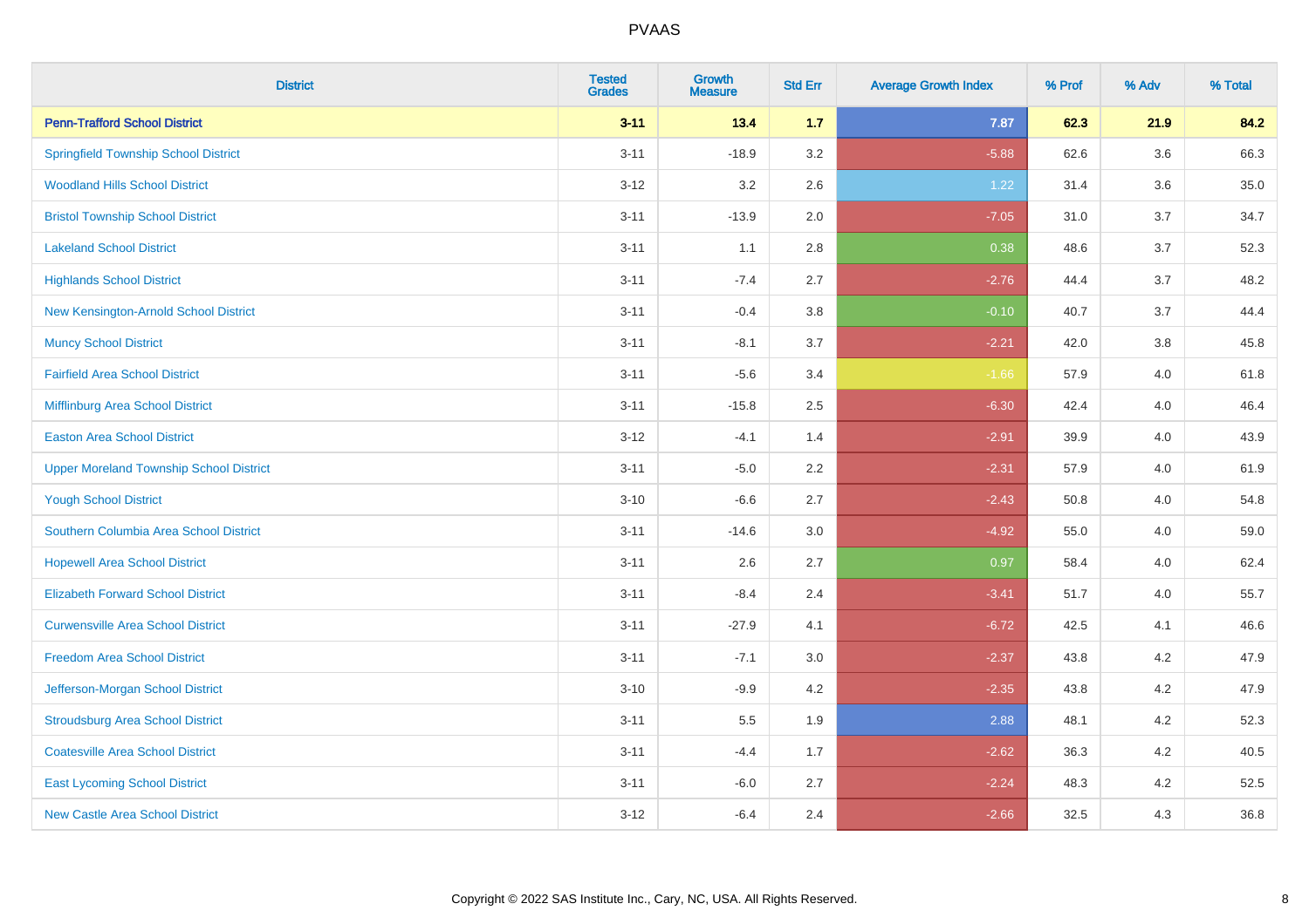| District | Tested Grades | Growth Measure | Std Err | Average Growth Index | % Prof | % Adv | % Total |
|---|---|---|---|---|---|---|---|
| **Penn-Trafford School District** | **3-11** | **13.4** | **1.7** | **7.87** | **62.3** | **21.9** | **84.2** |
| Springfield Township School District | 3-11 | -18.9 | 3.2 | -5.88 | 62.6 | 3.6 | 66.3 |
| Woodland Hills School District | 3-12 | 3.2 | 2.6 | 1.22 | 31.4 | 3.6 | 35.0 |
| Bristol Township School District | 3-11 | -13.9 | 2.0 | -7.05 | 31.0 | 3.7 | 34.7 |
| Lakeland School District | 3-11 | 1.1 | 2.8 | 0.38 | 48.6 | 3.7 | 52.3 |
| Highlands School District | 3-11 | -7.4 | 2.7 | -2.76 | 44.4 | 3.7 | 48.2 |
| New Kensington-Arnold School District | 3-11 | -0.4 | 3.8 | -0.10 | 40.7 | 3.7 | 44.4 |
| Muncy School District | 3-11 | -8.1 | 3.7 | -2.21 | 42.0 | 3.8 | 45.8 |
| Fairfield Area School District | 3-11 | -5.6 | 3.4 | -1.66 | 57.9 | 4.0 | 61.8 |
| Mifflinburg Area School District | 3-11 | -15.8 | 2.5 | -6.30 | 42.4 | 4.0 | 46.4 |
| Easton Area School District | 3-12 | -4.1 | 1.4 | -2.91 | 39.9 | 4.0 | 43.9 |
| Upper Moreland Township School District | 3-11 | -5.0 | 2.2 | -2.31 | 57.9 | 4.0 | 61.9 |
| Yough School District | 3-10 | -6.6 | 2.7 | -2.43 | 50.8 | 4.0 | 54.8 |
| Southern Columbia Area School District | 3-11 | -14.6 | 3.0 | -4.92 | 55.0 | 4.0 | 59.0 |
| Hopewell Area School District | 3-11 | 2.6 | 2.7 | 0.97 | 58.4 | 4.0 | 62.4 |
| Elizabeth Forward School District | 3-11 | -8.4 | 2.4 | -3.41 | 51.7 | 4.0 | 55.7 |
| Curwensville Area School District | 3-11 | -27.9 | 4.1 | -6.72 | 42.5 | 4.1 | 46.6 |
| Freedom Area School District | 3-11 | -7.1 | 3.0 | -2.37 | 43.8 | 4.2 | 47.9 |
| Jefferson-Morgan School District | 3-10 | -9.9 | 4.2 | -2.35 | 43.8 | 4.2 | 47.9 |
| Stroudsburg Area School District | 3-11 | 5.5 | 1.9 | 2.88 | 48.1 | 4.2 | 52.3 |
| Coatesville Area School District | 3-11 | -4.4 | 1.7 | -2.62 | 36.3 | 4.2 | 40.5 |
| East Lycoming School District | 3-11 | -6.0 | 2.7 | -2.24 | 48.3 | 4.2 | 52.5 |
| New Castle Area School District | 3-12 | -6.4 | 2.4 | -2.66 | 32.5 | 4.3 | 36.8 |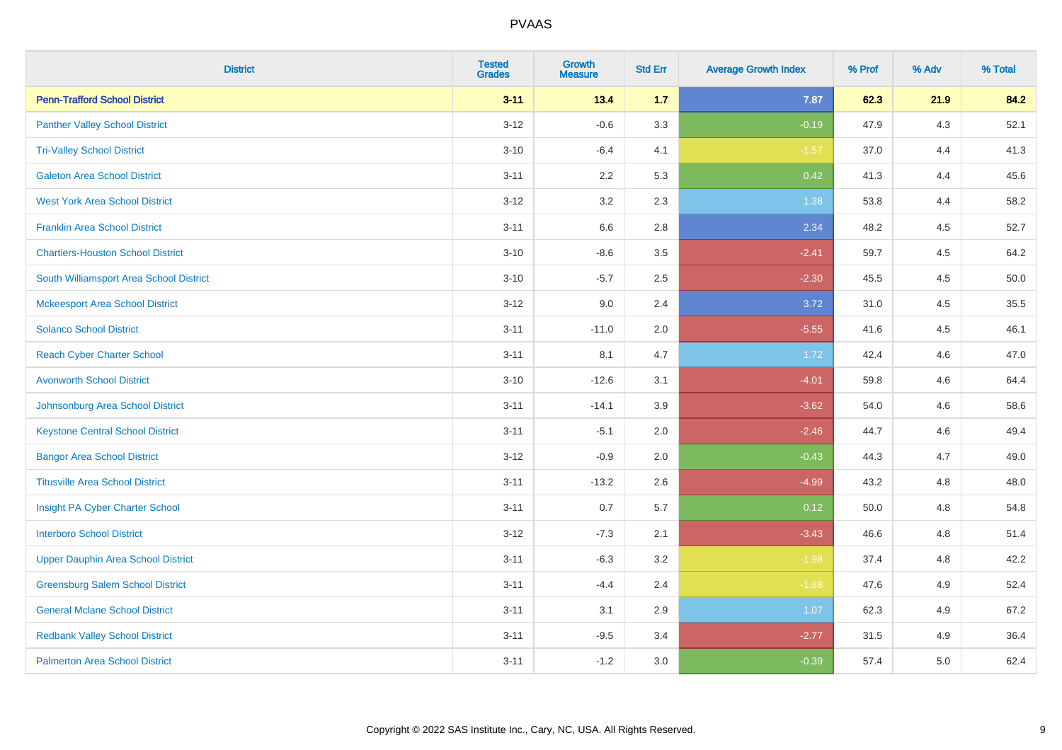# PVAAS

| District | Tested Grades | Growth Measure | Std Err | Average Growth Index | % Prof | % Adv | % Total |
|---|---|---|---|---|---|---|---|
| **Penn-Trafford School District** | **3-11** | **13.4** | **1.7** | **7.87** | **62.3** | **21.9** | **84.2** |
| Panther Valley School District | 3-12 | -0.6 | 3.3 | -0.19 | 47.9 | 4.3 | 52.1 |
| Tri-Valley School District | 3-10 | -6.4 | 4.1 | -1.57 | 37.0 | 4.4 | 41.3 |
| Galeton Area School District | 3-11 | 2.2 | 5.3 | 0.42 | 41.3 | 4.4 | 45.6 |
| West York Area School District | 3-12 | 3.2 | 2.3 | 1.38 | 53.8 | 4.4 | 58.2 |
| Franklin Area School District | 3-11 | 6.6 | 2.8 | 2.34 | 48.2 | 4.5 | 52.7 |
| Chartiers-Houston School District | 3-10 | -8.6 | 3.5 | -2.41 | 59.7 | 4.5 | 64.2 |
| South Williamsport Area School District | 3-10 | -5.7 | 2.5 | -2.30 | 45.5 | 4.5 | 50.0 |
| Mckeesport Area School District | 3-12 | 9.0 | 2.4 | 3.72 | 31.0 | 4.5 | 35.5 |
| Solanco School District | 3-11 | -11.0 | 2.0 | -5.55 | 41.6 | 4.5 | 46.1 |
| Reach Cyber Charter School | 3-11 | 8.1 | 4.7 | 1.72 | 42.4 | 4.6 | 47.0 |
| Avonworth School District | 3-10 | -12.6 | 3.1 | -4.01 | 59.8 | 4.6 | 64.4 |
| Johnsonburg Area School District | 3-11 | -14.1 | 3.9 | -3.62 | 54.0 | 4.6 | 58.6 |
| Keystone Central School District | 3-11 | -5.1 | 2.0 | -2.46 | 44.7 | 4.6 | 49.4 |
| Bangor Area School District | 3-12 | -0.9 | 2.0 | -0.43 | 44.3 | 4.7 | 49.0 |
| Titusville Area School District | 3-11 | -13.2 | 2.6 | -4.99 | 43.2 | 4.8 | 48.0 |
| Insight PA Cyber Charter School | 3-11 | 0.7 | 5.7 | 0.12 | 50.0 | 4.8 | 54.8 |
| Interboro School District | 3-12 | -7.3 | 2.1 | -3.43 | 46.6 | 4.8 | 51.4 |
| Upper Dauphin Area School District | 3-11 | -6.3 | 3.2 | -1.98 | 37.4 | 4.8 | 42.2 |
| Greensburg Salem School District | 3-11 | -4.4 | 2.4 | -1.88 | 47.6 | 4.9 | 52.4 |
| General Mclane School District | 3-11 | 3.1 | 2.9 | 1.07 | 62.3 | 4.9 | 67.2 |
| Redbank Valley School District | 3-11 | -9.5 | 3.4 | -2.77 | 31.5 | 4.9 | 36.4 |
| Palmerton Area School District | 3-11 | -1.2 | 3.0 | -0.39 | 57.4 | 5.0 | 62.4 |

Copyright © 2022 SAS Institute Inc., Cary, NC, USA. All Rights Reserved.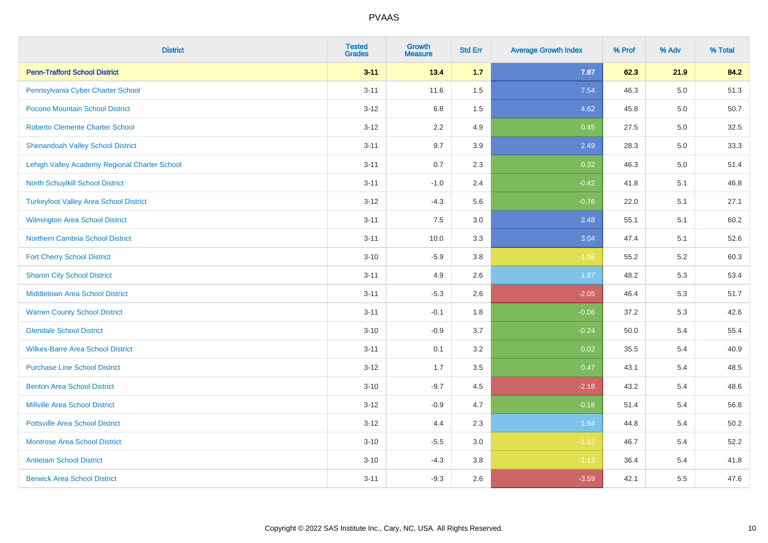# PVAAS

| District | Tested Grades | Growth Measure | Std Err | Average Growth Index | % Prof | % Adv | % Total |
|---|---|---|---|---|---|---|---|
| **Penn-Trafford School District** | **3-11** | **13.4** | **1.7** | **7.87** | **62.3** | **21.9** | **84.2** |
| Pennsylvania Cyber Charter School | 3-11 | 11.6 | 1.5 | 7.54 | 46.3 | 5.0 | 51.3 |
| Pocono Mountain School District | 3-12 | 6.8 | 1.5 | 4.62 | 45.8 | 5.0 | 50.7 |
| Roberto Clemente Charter School | 3-12 | 2.2 | 4.9 | 0.45 | 27.5 | 5.0 | 32.5 |
| Shenandoah Valley School District | 3-11 | 9.7 | 3.9 | 2.49 | 28.3 | 5.0 | 33.3 |
| Lehigh Valley Academy Regional Charter School | 3-11 | 0.7 | 2.3 | 0.32 | 46.3 | 5.0 | 51.4 |
| North Schuylkill School District | 3-11 | -1.0 | 2.4 | -0.42 | 41.8 | 5.1 | 46.8 |
| Turkeyfoot Valley Area School District | 3-12 | -4.3 | 5.6 | -0.76 | 22.0 | 5.1 | 27.1 |
| Wilmington Area School District | 3-11 | 7.5 | 3.0 | 2.48 | 55.1 | 5.1 | 60.2 |
| Northern Cambria School District | 3-11 | 10.0 | 3.3 | 3.04 | 47.4 | 5.1 | 52.6 |
| Fort Cherry School District | 3-10 | -5.9 | 3.8 | -1.56 | 55.2 | 5.2 | 60.3 |
| Sharon City School District | 3-11 | 4.9 | 2.6 | 1.87 | 48.2 | 5.3 | 53.4 |
| Middletown Area School District | 3-11 | -5.3 | 2.6 | -2.05 | 46.4 | 5.3 | 51.7 |
| Warren County School District | 3-11 | -0.1 | 1.8 | -0.06 | 37.2 | 5.3 | 42.6 |
| Glendale School District | 3-10 | -0.9 | 3.7 | -0.24 | 50.0 | 5.4 | 55.4 |
| Wilkes-Barre Area School District | 3-11 | 0.1 | 3.2 | 0.02 | 35.5 | 5.4 | 40.9 |
| Purchase Line School District | 3-12 | 1.7 | 3.5 | 0.47 | 43.1 | 5.4 | 48.5 |
| Benton Area School District | 3-10 | -9.7 | 4.5 | -2.18 | 43.2 | 5.4 | 48.6 |
| Millville Area School District | 3-12 | -0.9 | 4.7 | -0.18 | 51.4 | 5.4 | 56.8 |
| Pottsville Area School District | 3-12 | 4.4 | 2.3 | 1.94 | 44.8 | 5.4 | 50.2 |
| Montrose Area School District | 3-10 | -5.5 | 3.0 | -1.82 | 46.7 | 5.4 | 52.2 |
| Antietam School District | 3-10 | -4.3 | 3.8 | -1.13 | 36.4 | 5.4 | 41.8 |
| Berwick Area School District | 3-11 | -9.3 | 2.6 | -3.59 | 42.1 | 5.5 | 47.6 |

Copyright © 2022 SAS Institute Inc., Cary, NC, USA. All Rights Reserved.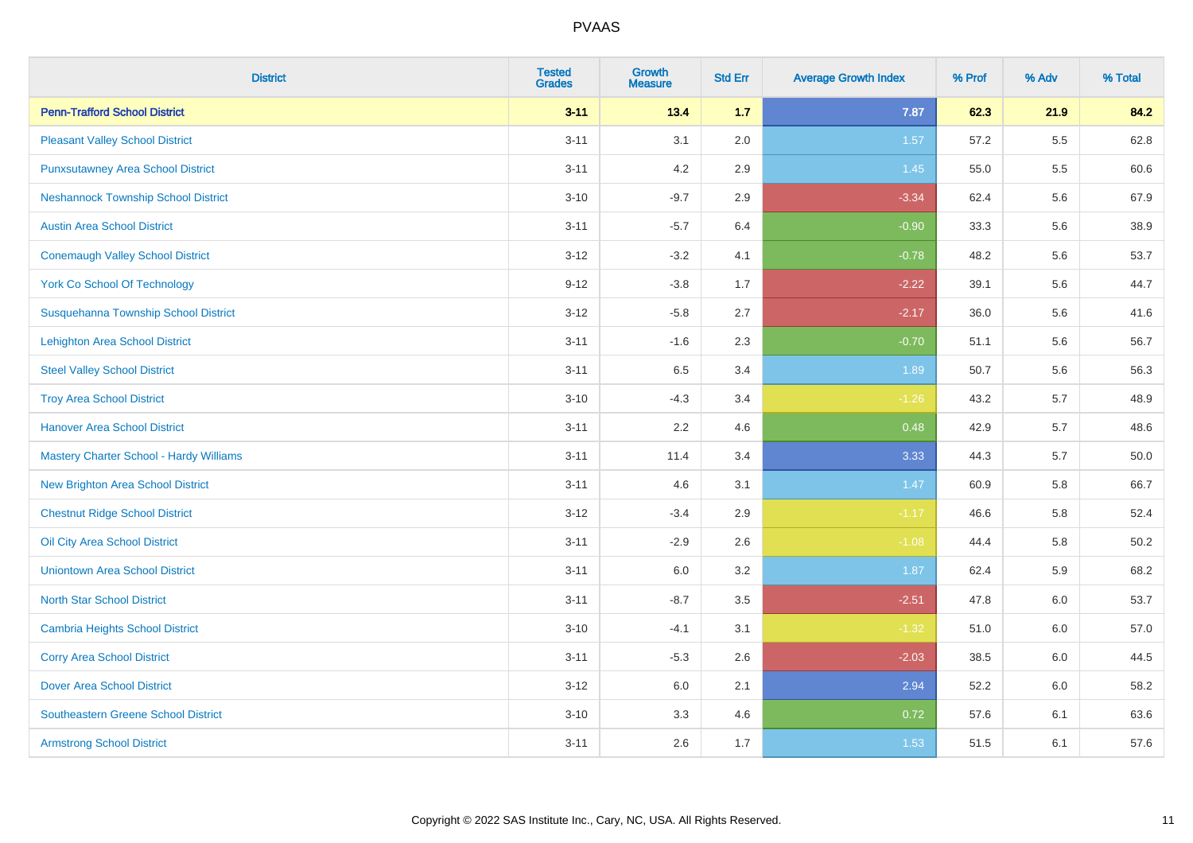# PVAAS

| District | Tested Grades | Growth Measure | Std Err | Average Growth Index | % Prof | % Adv | % Total |
|---|---|---|---|---|---|---|---|
| **Penn-Trafford School District** | **3-11** | **13.4** | **1.7** | **7.87** | **62.3** | **21.9** | **84.2** |
| Pleasant Valley School District | 3-11 | 3.1 | 2.0 | 1.57 | 57.2 | 5.5 | 62.8 |
| Punxsutawney Area School District | 3-11 | 4.2 | 2.9 | 1.45 | 55.0 | 5.5 | 60.6 |
| Neshannock Township School District | 3-10 | -9.7 | 2.9 | -3.34 | 62.4 | 5.6 | 67.9 |
| Austin Area School District | 3-11 | -5.7 | 6.4 | -0.90 | 33.3 | 5.6 | 38.9 |
| Conemaugh Valley School District | 3-12 | -3.2 | 4.1 | -0.78 | 48.2 | 5.6 | 53.7 |
| York Co School Of Technology | 9-12 | -3.8 | 1.7 | -2.22 | 39.1 | 5.6 | 44.7 |
| Susquehanna Township School District | 3-12 | -5.8 | 2.7 | -2.17 | 36.0 | 5.6 | 41.6 |
| Lehighton Area School District | 3-11 | -1.6 | 2.3 | -0.70 | 51.1 | 5.6 | 56.7 |
| Steel Valley School District | 3-11 | 6.5 | 3.4 | 1.89 | 50.7 | 5.6 | 56.3 |
| Troy Area School District | 3-10 | -4.3 | 3.4 | -1.26 | 43.2 | 5.7 | 48.9 |
| Hanover Area School District | 3-11 | 2.2 | 4.6 | 0.48 | 42.9 | 5.7 | 48.6 |
| Mastery Charter School - Hardy Williams | 3-11 | 11.4 | 3.4 | 3.33 | 44.3 | 5.7 | 50.0 |
| New Brighton Area School District | 3-11 | 4.6 | 3.1 | 1.47 | 60.9 | 5.8 | 66.7 |
| Chestnut Ridge School District | 3-12 | -3.4 | 2.9 | -1.17 | 46.6 | 5.8 | 52.4 |
| Oil City Area School District | 3-11 | -2.9 | 2.6 | -1.08 | 44.4 | 5.8 | 50.2 |
| Uniontown Area School District | 3-11 | 6.0 | 3.2 | 1.87 | 62.4 | 5.9 | 68.2 |
| North Star School District | 3-11 | -8.7 | 3.5 | -2.51 | 47.8 | 6.0 | 53.7 |
| Cambria Heights School District | 3-10 | -4.1 | 3.1 | -1.32 | 51.0 | 6.0 | 57.0 |
| Corry Area School District | 3-11 | -5.3 | 2.6 | -2.03 | 38.5 | 6.0 | 44.5 |
| Dover Area School District | 3-12 | 6.0 | 2.1 | 2.94 | 52.2 | 6.0 | 58.2 |
| Southeastern Greene School District | 3-10 | 3.3 | 4.6 | 0.72 | 57.6 | 6.1 | 63.6 |
| Armstrong School District | 3-11 | 2.6 | 1.7 | 1.53 | 51.5 | 6.1 | 57.6 |

Copyright © 2022 SAS Institute Inc., Cary, NC, USA. All Rights Reserved.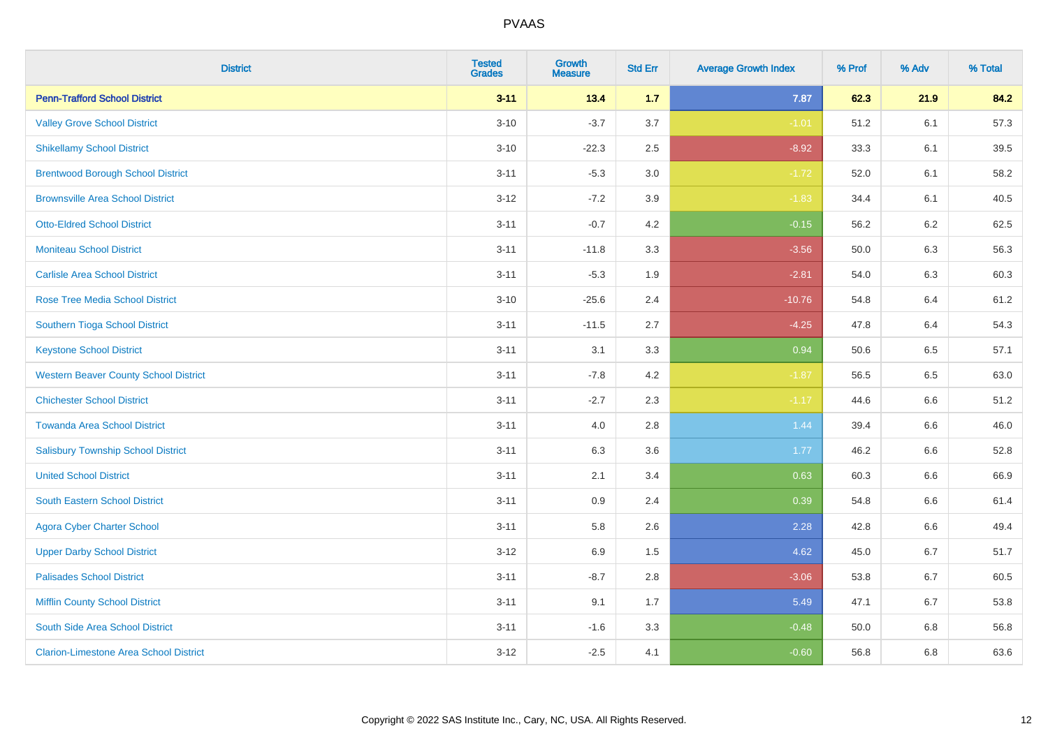# PVAAS

| District | Tested Grades | Growth Measure | Std Err | Average Growth Index | % Prof | % Adv | % Total |
|---|---|---|---|---|---|---|---|
| **Penn-Trafford School District** | **3-11** | **13.4** | **1.7** | **7.87** | **62.3** | **21.9** | **84.2** |
| Valley Grove School District | 3-10 | -3.7 | 3.7 | -1.01 | 51.2 | 6.1 | 57.3 |
| Shikellamy School District | 3-10 | -22.3 | 2.5 | -8.92 | 33.3 | 6.1 | 39.5 |
| Brentwood Borough School District | 3-11 | -5.3 | 3.0 | -1.72 | 52.0 | 6.1 | 58.2 |
| Brownsville Area School District | 3-12 | -7.2 | 3.9 | -1.83 | 34.4 | 6.1 | 40.5 |
| Otto-Eldred School District | 3-11 | -0.7 | 4.2 | -0.15 | 56.2 | 6.2 | 62.5 |
| Moniteau School District | 3-11 | -11.8 | 3.3 | -3.56 | 50.0 | 6.3 | 56.3 |
| Carlisle Area School District | 3-11 | -5.3 | 1.9 | -2.81 | 54.0 | 6.3 | 60.3 |
| Rose Tree Media School District | 3-10 | -25.6 | 2.4 | -10.76 | 54.8 | 6.4 | 61.2 |
| Southern Tioga School District | 3-11 | -11.5 | 2.7 | -4.25 | 47.8 | 6.4 | 54.3 |
| Keystone School District | 3-11 | 3.1 | 3.3 | 0.94 | 50.6 | 6.5 | 57.1 |
| Western Beaver County School District | 3-11 | -7.8 | 4.2 | -1.87 | 56.5 | 6.5 | 63.0 |
| Chichester School District | 3-11 | -2.7 | 2.3 | -1.17 | 44.6 | 6.6 | 51.2 |
| Towanda Area School District | 3-11 | 4.0 | 2.8 | 1.44 | 39.4 | 6.6 | 46.0 |
| Salisbury Township School District | 3-11 | 6.3 | 3.6 | 1.77 | 46.2 | 6.6 | 52.8 |
| United School District | 3-11 | 2.1 | 3.4 | 0.63 | 60.3 | 6.6 | 66.9 |
| South Eastern School District | 3-11 | 0.9 | 2.4 | 0.39 | 54.8 | 6.6 | 61.4 |
| Agora Cyber Charter School | 3-11 | 5.8 | 2.6 | 2.28 | 42.8 | 6.6 | 49.4 |
| Upper Darby School District | 3-12 | 6.9 | 1.5 | 4.62 | 45.0 | 6.7 | 51.7 |
| Palisades School District | 3-11 | -8.7 | 2.8 | -3.06 | 53.8 | 6.7 | 60.5 |
| Mifflin County School District | 3-11 | 9.1 | 1.7 | 5.49 | 47.1 | 6.7 | 53.8 |
| South Side Area School District | 3-11 | -1.6 | 3.3 | -0.48 | 50.0 | 6.8 | 56.8 |
| Clarion-Limestone Area School District | 3-12 | -2.5 | 4.1 | -0.60 | 56.8 | 6.8 | 63.6 |

Copyright © 2022 SAS Institute Inc., Cary, NC, USA. All Rights Reserved.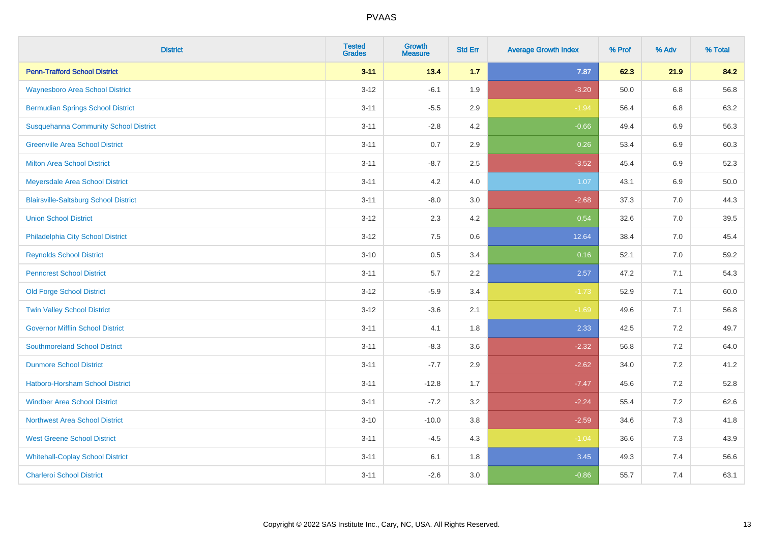# PVAAS

| District | Tested Grades | Growth Measure | Std Err | Average Growth Index | % Prof | % Adv | % Total |
|---|---|---|---|---|---|---|---|
| **Penn-Trafford School District** | **3-11** | **13.4** | **1.7** | **7.87** | **62.3** | **21.9** | **84.2** |
| Waynesboro Area School District | 3-12 | -6.1 | 1.9 | -3.20 | 50.0 | 6.8 | 56.8 |
| Bermudian Springs School District | 3-11 | -5.5 | 2.9 | -1.94 | 56.4 | 6.8 | 63.2 |
| Susquehanna Community School District | 3-11 | -2.8 | 4.2 | -0.66 | 49.4 | 6.9 | 56.3 |
| Greenville Area School District | 3-11 | 0.7 | 2.9 | 0.26 | 53.4 | 6.9 | 60.3 |
| Milton Area School District | 3-11 | -8.7 | 2.5 | -3.52 | 45.4 | 6.9 | 52.3 |
| Meyersdale Area School District | 3-11 | 4.2 | 4.0 | 1.07 | 43.1 | 6.9 | 50.0 |
| Blairsville-Saltsburg School District | 3-11 | -8.0 | 3.0 | -2.68 | 37.3 | 7.0 | 44.3 |
| Union School District | 3-12 | 2.3 | 4.2 | 0.54 | 32.6 | 7.0 | 39.5 |
| Philadelphia City School District | 3-12 | 7.5 | 0.6 | 12.64 | 38.4 | 7.0 | 45.4 |
| Reynolds School District | 3-10 | 0.5 | 3.4 | 0.16 | 52.1 | 7.0 | 59.2 |
| Penncrest School District | 3-11 | 5.7 | 2.2 | 2.57 | 47.2 | 7.1 | 54.3 |
| Old Forge School District | 3-12 | -5.9 | 3.4 | -1.73 | 52.9 | 7.1 | 60.0 |
| Twin Valley School District | 3-12 | -3.6 | 2.1 | -1.69 | 49.6 | 7.1 | 56.8 |
| Governor Mifflin School District | 3-11 | 4.1 | 1.8 | 2.33 | 42.5 | 7.2 | 49.7 |
| Southmoreland School District | 3-11 | -8.3 | 3.6 | -2.32 | 56.8 | 7.2 | 64.0 |
| Dunmore School District | 3-11 | -7.7 | 2.9 | -2.62 | 34.0 | 7.2 | 41.2 |
| Hatboro-Horsham School District | 3-11 | -12.8 | 1.7 | -7.47 | 45.6 | 7.2 | 52.8 |
| Windber Area School District | 3-11 | -7.2 | 3.2 | -2.24 | 55.4 | 7.2 | 62.6 |
| Northwest Area School District | 3-10 | -10.0 | 3.8 | -2.59 | 34.6 | 7.3 | 41.8 |
| West Greene School District | 3-11 | -4.5 | 4.3 | -1.04 | 36.6 | 7.3 | 43.9 |
| Whitehall-Coplay School District | 3-11 | 6.1 | 1.8 | 3.45 | 49.3 | 7.4 | 56.6 |
| Charleroi School District | 3-11 | -2.6 | 3.0 | -0.86 | 55.7 | 7.4 | 63.1 |

Copyright © 2022 SAS Institute Inc., Cary, NC, USA. All Rights Reserved.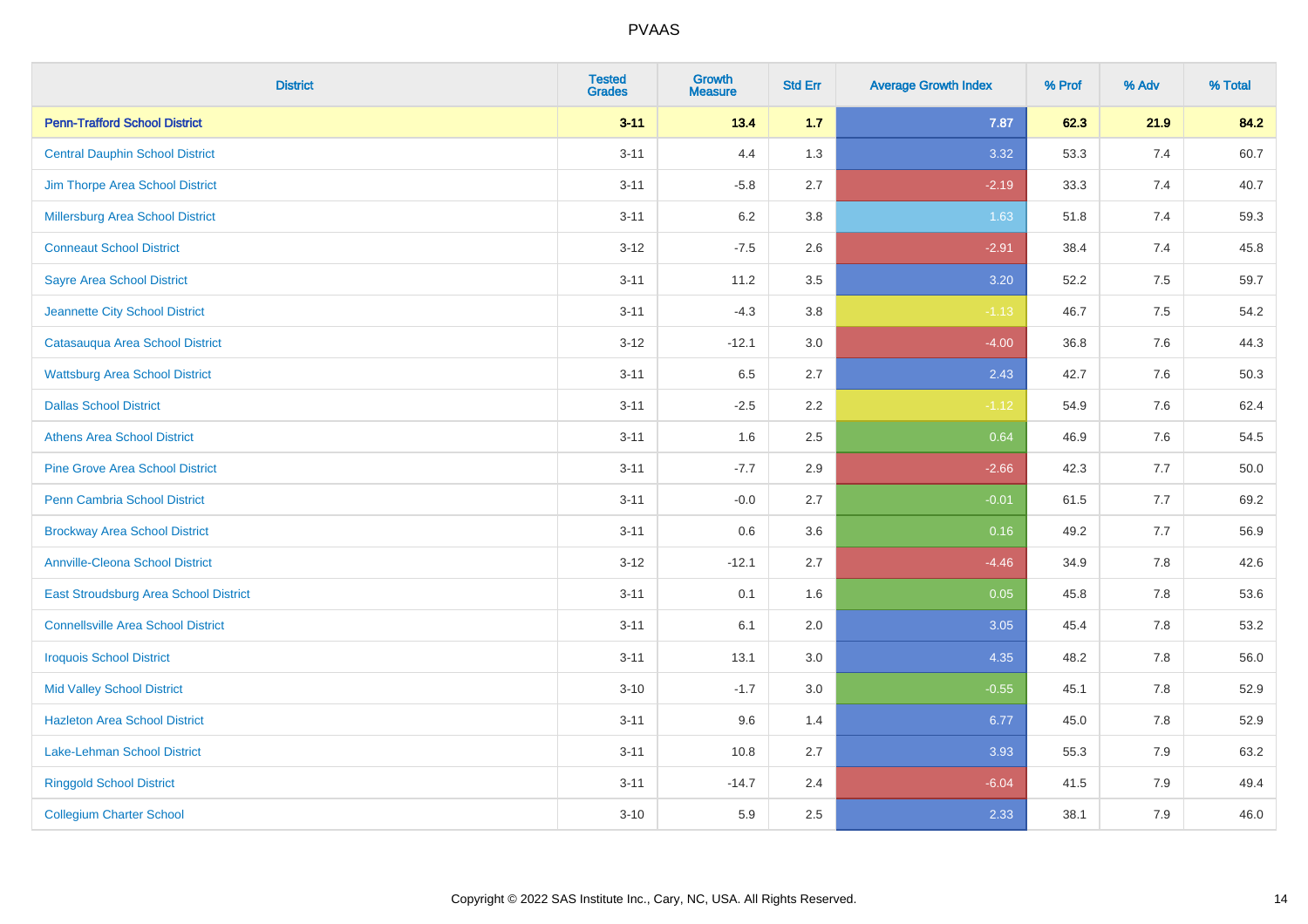# PVAAS

| District | Tested Grades | Growth Measure | Std Err | Average Growth Index | % Prof | % Adv | % Total |
|---|---|---|---|---|---|---|---|
| **Penn-Trafford School District** | **3-11** | **13.4** | **1.7** | **7.87** | **62.3** | **21.9** | **84.2** |
| Central Dauphin School District | 3-11 | 4.4 | 1.3 | 3.32 | 53.3 | 7.4 | 60.7 |
| Jim Thorpe Area School District | 3-11 | -5.8 | 2.7 | -2.19 | 33.3 | 7.4 | 40.7 |
| Millersburg Area School District | 3-11 | 6.2 | 3.8 | 1.63 | 51.8 | 7.4 | 59.3 |
| Conneaut School District | 3-12 | -7.5 | 2.6 | -2.91 | 38.4 | 7.4 | 45.8 |
| Sayre Area School District | 3-11 | 11.2 | 3.5 | 3.20 | 52.2 | 7.5 | 59.7 |
| Jeannette City School District | 3-11 | -4.3 | 3.8 | -1.13 | 46.7 | 7.5 | 54.2 |
| Catasauqua Area School District | 3-12 | -12.1 | 3.0 | -4.00 | 36.8 | 7.6 | 44.3 |
| Wattsburg Area School District | 3-11 | 6.5 | 2.7 | 2.43 | 42.7 | 7.6 | 50.3 |
| Dallas School District | 3-11 | -2.5 | 2.2 | -1.12 | 54.9 | 7.6 | 62.4 |
| Athens Area School District | 3-11 | 1.6 | 2.5 | 0.64 | 46.9 | 7.6 | 54.5 |
| Pine Grove Area School District | 3-11 | -7.7 | 2.9 | -2.66 | 42.3 | 7.7 | 50.0 |
| Penn Cambria School District | 3-11 | -0.0 | 2.7 | -0.01 | 61.5 | 7.7 | 69.2 |
| Brockway Area School District | 3-11 | 0.6 | 3.6 | 0.16 | 49.2 | 7.7 | 56.9 |
| Annville-Cleona School District | 3-12 | -12.1 | 2.7 | -4.46 | 34.9 | 7.8 | 42.6 |
| East Stroudsburg Area School District | 3-11 | 0.1 | 1.6 | 0.05 | 45.8 | 7.8 | 53.6 |
| Connellsville Area School District | 3-11 | 6.1 | 2.0 | 3.05 | 45.4 | 7.8 | 53.2 |
| Iroquois School District | 3-11 | 13.1 | 3.0 | 4.35 | 48.2 | 7.8 | 56.0 |
| Mid Valley School District | 3-10 | -1.7 | 3.0 | -0.55 | 45.1 | 7.8 | 52.9 |
| Hazleton Area School District | 3-11 | 9.6 | 1.4 | 6.77 | 45.0 | 7.8 | 52.9 |
| Lake-Lehman School District | 3-11 | 10.8 | 2.7 | 3.93 | 55.3 | 7.9 | 63.2 |
| Ringgold School District | 3-11 | -14.7 | 2.4 | -6.04 | 41.5 | 7.9 | 49.4 |
| Collegium Charter School | 3-10 | 5.9 | 2.5 | 2.33 | 38.1 | 7.9 | 46.0 |

Copyright © 2022 SAS Institute Inc., Cary, NC, USA. All Rights Reserved.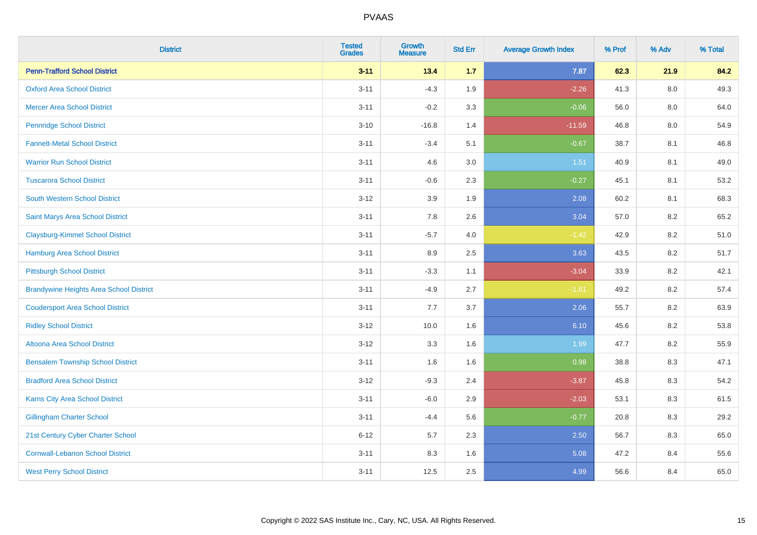PVAAS

| District | Tested Grades | Growth Measure | Std Err | Average Growth Index | % Prof | % Adv | % Total |
|---|---|---|---|---|---|---|---|
| **Penn-Trafford School District** | **3-11** | **13.4** | **1.7** | **7.87** | **62.3** | **21.9** | **84.2** |
| Oxford Area School District | 3-11 | -4.3 | 1.9 | -2.26 | 41.3 | 8.0 | 49.3 |
| Mercer Area School District | 3-11 | -0.2 | 3.3 | -0.06 | 56.0 | 8.0 | 64.0 |
| Pennridge School District | 3-10 | -16.8 | 1.4 | -11.59 | 46.8 | 8.0 | 54.9 |
| Fannett-Metal School District | 3-11 | -3.4 | 5.1 | -0.67 | 38.7 | 8.1 | 46.8 |
| Warrior Run School District | 3-11 | 4.6 | 3.0 | 1.51 | 40.9 | 8.1 | 49.0 |
| Tuscarora School District | 3-11 | -0.6 | 2.3 | -0.27 | 45.1 | 8.1 | 53.2 |
| South Western School District | 3-12 | 3.9 | 1.9 | 2.08 | 60.2 | 8.1 | 68.3 |
| Saint Marys Area School District | 3-11 | 7.8 | 2.6 | 3.04 | 57.0 | 8.2 | 65.2 |
| Claysburg-Kimmel School District | 3-11 | -5.7 | 4.0 | -1.42 | 42.9 | 8.2 | 51.0 |
| Hamburg Area School District | 3-11 | 8.9 | 2.5 | 3.63 | 43.5 | 8.2 | 51.7 |
| Pittsburgh School District | 3-11 | -3.3 | 1.1 | -3.04 | 33.9 | 8.2 | 42.1 |
| Brandywine Heights Area School District | 3-11 | -4.9 | 2.7 | -1.81 | 49.2 | 8.2 | 57.4 |
| Coudersport Area School District | 3-11 | 7.7 | 3.7 | 2.06 | 55.7 | 8.2 | 63.9 |
| Ridley School District | 3-12 | 10.0 | 1.6 | 6.10 | 45.6 | 8.2 | 53.8 |
| Altoona Area School District | 3-12 | 3.3 | 1.6 | 1.99 | 47.7 | 8.2 | 55.9 |
| Bensalem Township School District | 3-11 | 1.6 | 1.6 | 0.98 | 38.8 | 8.3 | 47.1 |
| Bradford Area School District | 3-12 | -9.3 | 2.4 | -3.87 | 45.8 | 8.3 | 54.2 |
| Karns City Area School District | 3-11 | -6.0 | 2.9 | -2.03 | 53.1 | 8.3 | 61.5 |
| Gillingham Charter School | 3-11 | -4.4 | 5.6 | -0.77 | 20.8 | 8.3 | 29.2 |
| 21st Century Cyber Charter School | 6-12 | 5.7 | 2.3 | 2.50 | 56.7 | 8.3 | 65.0 |
| Cornwall-Lebanon School District | 3-11 | 8.3 | 1.6 | 5.08 | 47.2 | 8.4 | 55.6 |
| West Perry School District | 3-11 | 12.5 | 2.5 | 4.99 | 56.6 | 8.4 | 65.0 |

Copyright © 2022 SAS Institute Inc., Cary, NC, USA. All Rights Reserved.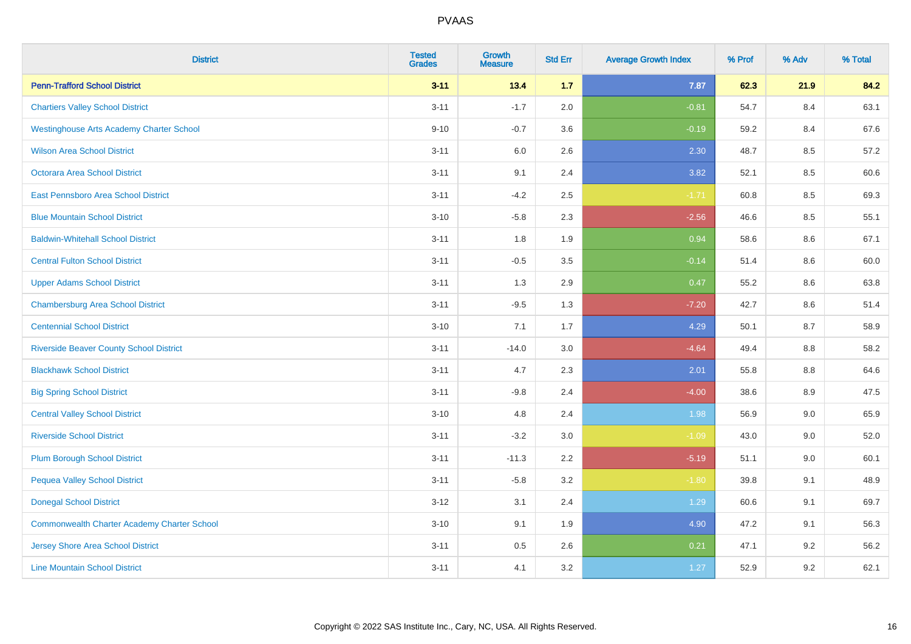# PVAAS

| District | Tested Grades | Growth Measure | Std Err | Average Growth Index | % Prof | % Adv | % Total |
|---|---|---|---|---|---|---|---|
| **Penn-Trafford School District** | **3-11** | **13.4** | **1.7** | **7.87** | **62.3** | **21.9** | **84.2** |
| Chartiers Valley School District | 3-11 | -1.7 | 2.0 | -0.81 | 54.7 | 8.4 | 63.1 |
| Westinghouse Arts Academy Charter School | 9-10 | -0.7 | 3.6 | -0.19 | 59.2 | 8.4 | 67.6 |
| Wilson Area School District | 3-11 | 6.0 | 2.6 | 2.30 | 48.7 | 8.5 | 57.2 |
| Octorara Area School District | 3-11 | 9.1 | 2.4 | 3.82 | 52.1 | 8.5 | 60.6 |
| East Pennsboro Area School District | 3-11 | -4.2 | 2.5 | -1.71 | 60.8 | 8.5 | 69.3 |
| Blue Mountain School District | 3-10 | -5.8 | 2.3 | -2.56 | 46.6 | 8.5 | 55.1 |
| Baldwin-Whitehall School District | 3-11 | 1.8 | 1.9 | 0.94 | 58.6 | 8.6 | 67.1 |
| Central Fulton School District | 3-11 | -0.5 | 3.5 | -0.14 | 51.4 | 8.6 | 60.0 |
| Upper Adams School District | 3-11 | 1.3 | 2.9 | 0.47 | 55.2 | 8.6 | 63.8 |
| Chambersburg Area School District | 3-11 | -9.5 | 1.3 | -7.20 | 42.7 | 8.6 | 51.4 |
| Centennial School District | 3-10 | 7.1 | 1.7 | 4.29 | 50.1 | 8.7 | 58.9 |
| Riverside Beaver County School District | 3-11 | -14.0 | 3.0 | -4.64 | 49.4 | 8.8 | 58.2 |
| Blackhawk School District | 3-11 | 4.7 | 2.3 | 2.01 | 55.8 | 8.8 | 64.6 |
| Big Spring School District | 3-11 | -9.8 | 2.4 | -4.00 | 38.6 | 8.9 | 47.5 |
| Central Valley School District | 3-10 | 4.8 | 2.4 | 1.98 | 56.9 | 9.0 | 65.9 |
| Riverside School District | 3-11 | -3.2 | 3.0 | -1.09 | 43.0 | 9.0 | 52.0 |
| Plum Borough School District | 3-11 | -11.3 | 2.2 | -5.19 | 51.1 | 9.0 | 60.1 |
| Pequea Valley School District | 3-11 | -5.8 | 3.2 | -1.80 | 39.8 | 9.1 | 48.9 |
| Donegal School District | 3-12 | 3.1 | 2.4 | 1.29 | 60.6 | 9.1 | 69.7 |
| Commonwealth Charter Academy Charter School | 3-10 | 9.1 | 1.9 | 4.90 | 47.2 | 9.1 | 56.3 |
| Jersey Shore Area School District | 3-11 | 0.5 | 2.6 | 0.21 | 47.1 | 9.2 | 56.2 |
| Line Mountain School District | 3-11 | 4.1 | 3.2 | 1.27 | 52.9 | 9.2 | 62.1 |

Copyright © 2022 SAS Institute Inc., Cary, NC, USA. All Rights Reserved.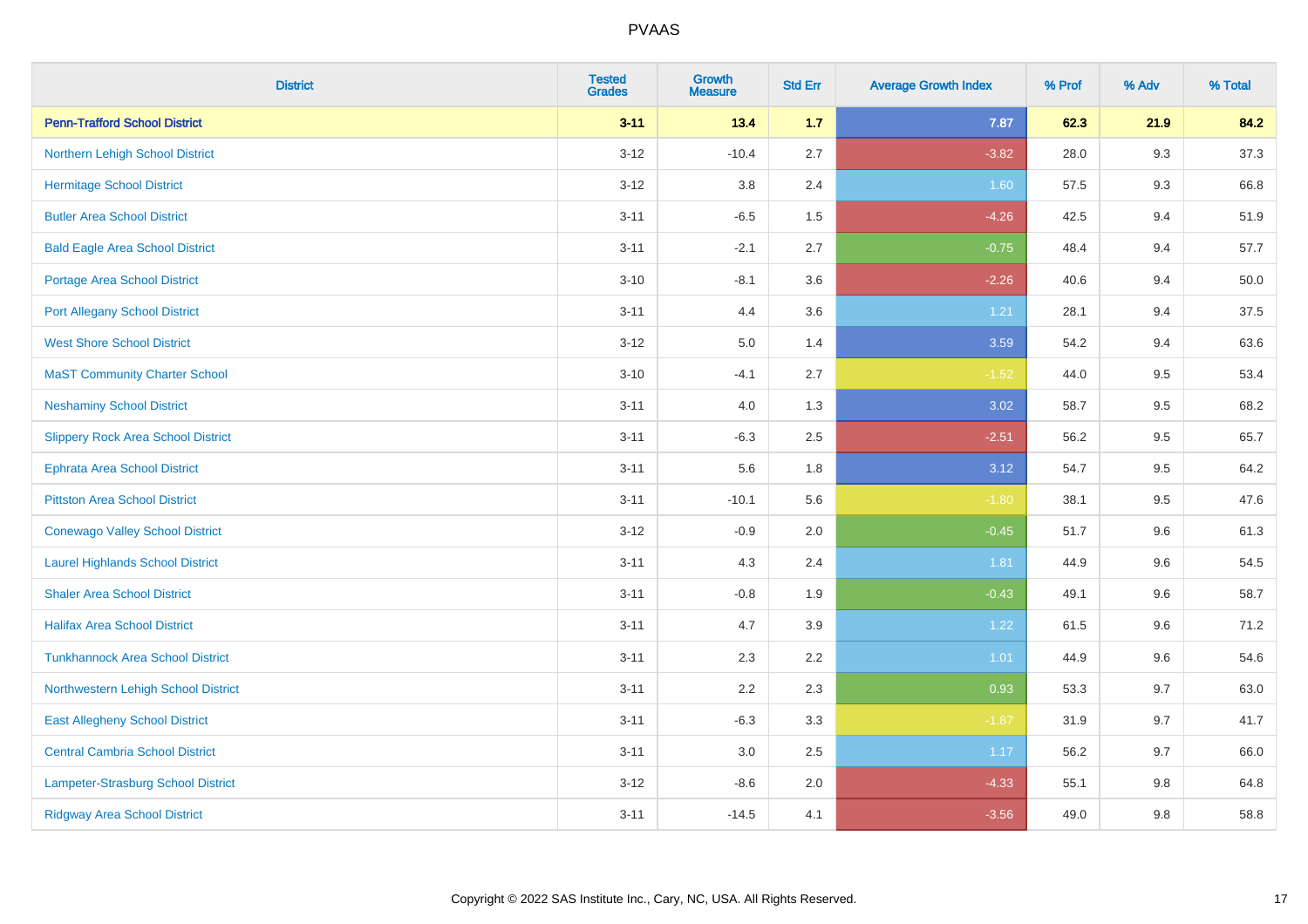# PVAAS

| District | Tested Grades | Growth Measure | Std Err | Average Growth Index | % Prof | % Adv | % Total |
|---|---|---|---|---|---|---|---|
| **Penn-Trafford School District** | **3-11** | **13.4** | **1.7** | **7.87** | **62.3** | **21.9** | **84.2** |
| Northern Lehigh School District | 3-12 | -10.4 | 2.7 | -3.82 | 28.0 | 9.3 | 37.3 |
| Hermitage School District | 3-12 | 3.8 | 2.4 | 1.60 | 57.5 | 9.3 | 66.8 |
| Butler Area School District | 3-11 | -6.5 | 1.5 | -4.26 | 42.5 | 9.4 | 51.9 |
| Bald Eagle Area School District | 3-11 | -2.1 | 2.7 | -0.75 | 48.4 | 9.4 | 57.7 |
| Portage Area School District | 3-10 | -8.1 | 3.6 | -2.26 | 40.6 | 9.4 | 50.0 |
| Port Allegany School District | 3-11 | 4.4 | 3.6 | 1.21 | 28.1 | 9.4 | 37.5 |
| West Shore School District | 3-12 | 5.0 | 1.4 | 3.59 | 54.2 | 9.4 | 63.6 |
| MaST Community Charter School | 3-10 | -4.1 | 2.7 | -1.52 | 44.0 | 9.5 | 53.4 |
| Neshaminy School District | 3-11 | 4.0 | 1.3 | 3.02 | 58.7 | 9.5 | 68.2 |
| Slippery Rock Area School District | 3-11 | -6.3 | 2.5 | -2.51 | 56.2 | 9.5 | 65.7 |
| Ephrata Area School District | 3-11 | 5.6 | 1.8 | 3.12 | 54.7 | 9.5 | 64.2 |
| Pittston Area School District | 3-11 | -10.1 | 5.6 | -1.80 | 38.1 | 9.5 | 47.6 |
| Conewago Valley School District | 3-12 | -0.9 | 2.0 | -0.45 | 51.7 | 9.6 | 61.3 |
| Laurel Highlands School District | 3-11 | 4.3 | 2.4 | 1.81 | 44.9 | 9.6 | 54.5 |
| Shaler Area School District | 3-11 | -0.8 | 1.9 | -0.43 | 49.1 | 9.6 | 58.7 |
| Halifax Area School District | 3-11 | 4.7 | 3.9 | 1.22 | 61.5 | 9.6 | 71.2 |
| Tunkhannock Area School District | 3-11 | 2.3 | 2.2 | 1.01 | 44.9 | 9.6 | 54.6 |
| Northwestern Lehigh School District | 3-11 | 2.2 | 2.3 | 0.93 | 53.3 | 9.7 | 63.0 |
| East Allegheny School District | 3-11 | -6.3 | 3.3 | -1.87 | 31.9 | 9.7 | 41.7 |
| Central Cambria School District | 3-11 | 3.0 | 2.5 | 1.17 | 56.2 | 9.7 | 66.0 |
| Lampeter-Strasburg School District | 3-12 | -8.6 | 2.0 | -4.33 | 55.1 | 9.8 | 64.8 |
| Ridgway Area School District | 3-11 | -14.5 | 4.1 | -3.56 | 49.0 | 9.8 | 58.8 |

Copyright © 2022 SAS Institute Inc., Cary, NC, USA. All Rights Reserved.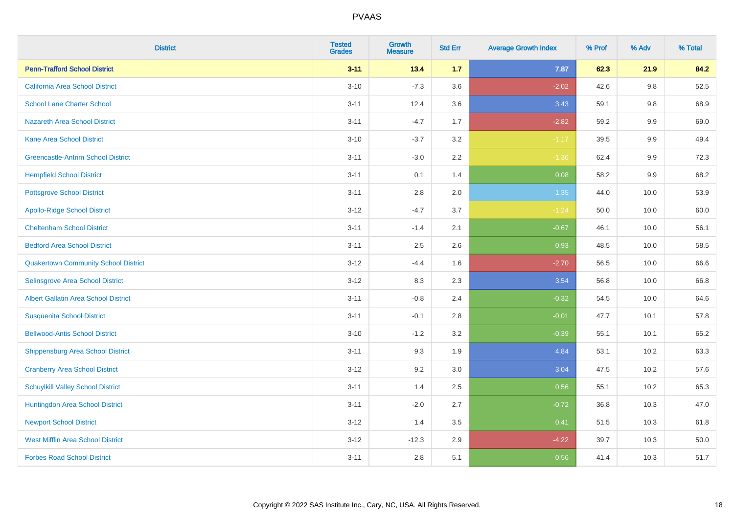| District | Tested Grades | Growth Measure | Std Err | Average Growth Index | % Prof | % Adv | % Total |
|---|---|---|---|---|---|---|---|
| **Penn-Trafford School District** | **3-11** | **13.4** | **1.7** | **7.87** | **62.3** | **21.9** | **84.2** |
| California Area School District | 3-10 | -7.3 | 3.6 | -2.02 | 42.6 | 9.8 | 52.5 |
| School Lane Charter School | 3-11 | 12.4 | 3.6 | 3.43 | 59.1 | 9.8 | 68.9 |
| Nazareth Area School District | 3-11 | -4.7 | 1.7 | -2.82 | 59.2 | 9.9 | 69.0 |
| Kane Area School District | 3-10 | -3.7 | 3.2 | -1.17 | 39.5 | 9.9 | 49.4 |
| Greencastle-Antrim School District | 3-11 | -3.0 | 2.2 | -1.36 | 62.4 | 9.9 | 72.3 |
| Hempfield School District | 3-11 | 0.1 | 1.4 | 0.08 | 58.2 | 9.9 | 68.2 |
| Pottsgrove School District | 3-11 | 2.8 | 2.0 | 1.35 | 44.0 | 10.0 | 53.9 |
| Apollo-Ridge School District | 3-12 | -4.7 | 3.7 | -1.24 | 50.0 | 10.0 | 60.0 |
| Cheltenham School District | 3-11 | -1.4 | 2.1 | -0.67 | 46.1 | 10.0 | 56.1 |
| Bedford Area School District | 3-11 | 2.5 | 2.6 | 0.93 | 48.5 | 10.0 | 58.5 |
| Quakertown Community School District | 3-12 | -4.4 | 1.6 | -2.70 | 56.5 | 10.0 | 66.6 |
| Selinsgrove Area School District | 3-12 | 8.3 | 2.3 | 3.54 | 56.8 | 10.0 | 66.8 |
| Albert Gallatin Area School District | 3-11 | -0.8 | 2.4 | -0.32 | 54.5 | 10.0 | 64.6 |
| Susquenita School District | 3-11 | -0.1 | 2.8 | -0.01 | 47.7 | 10.1 | 57.8 |
| Bellwood-Antis School District | 3-10 | -1.2 | 3.2 | -0.39 | 55.1 | 10.1 | 65.2 |
| Shippensburg Area School District | 3-11 | 9.3 | 1.9 | 4.84 | 53.1 | 10.2 | 63.3 |
| Cranberry Area School District | 3-12 | 9.2 | 3.0 | 3.04 | 47.5 | 10.2 | 57.6 |
| Schuylkill Valley School District | 3-11 | 1.4 | 2.5 | 0.56 | 55.1 | 10.2 | 65.3 |
| Huntingdon Area School District | 3-11 | -2.0 | 2.7 | -0.72 | 36.8 | 10.3 | 47.0 |
| Newport School District | 3-12 | 1.4 | 3.5 | 0.41 | 51.5 | 10.3 | 61.8 |
| West Mifflin Area School District | 3-12 | -12.3 | 2.9 | -4.22 | 39.7 | 10.3 | 50.0 |
| Forbes Road School District | 3-11 | 2.8 | 5.1 | 0.56 | 41.4 | 10.3 | 51.7 |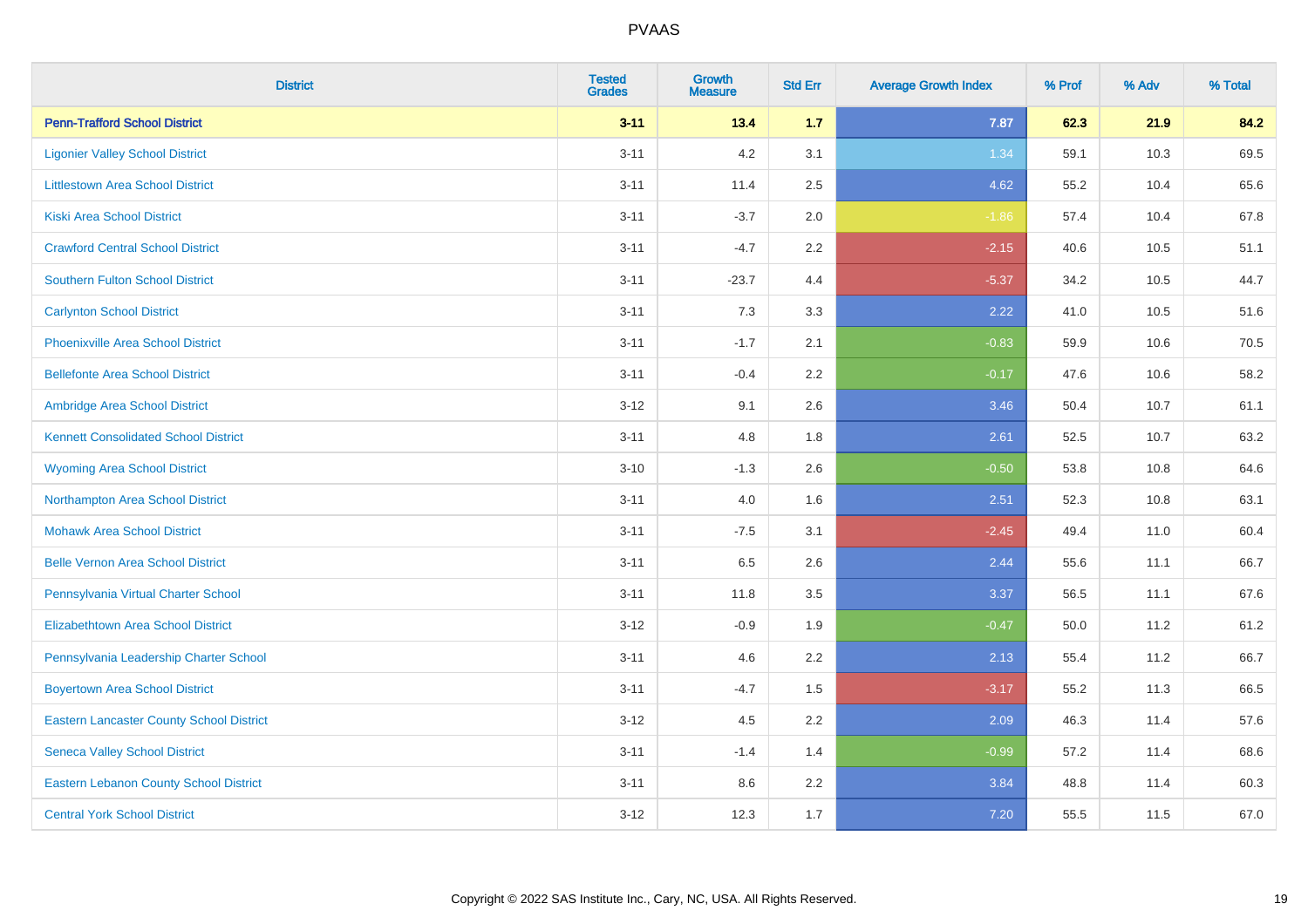| District | Tested Grades | Growth Measure | Std Err | Average Growth Index | % Prof | % Adv | % Total |
|---|---|---|---|---|---|---|---|
| **Penn-Trafford School District** | **3-11** | **13.4** | **1.7** | **7.87** | **62.3** | **21.9** | **84.2** |
| Ligonier Valley School District | 3-11 | 4.2 | 3.1 | 1.34 | 59.1 | 10.3 | 69.5 |
| Littlestown Area School District | 3-11 | 11.4 | 2.5 | 4.62 | 55.2 | 10.4 | 65.6 |
| Kiski Area School District | 3-11 | -3.7 | 2.0 | -1.86 | 57.4 | 10.4 | 67.8 |
| Crawford Central School District | 3-11 | -4.7 | 2.2 | -2.15 | 40.6 | 10.5 | 51.1 |
| Southern Fulton School District | 3-11 | -23.7 | 4.4 | -5.37 | 34.2 | 10.5 | 44.7 |
| Carlynton School District | 3-11 | 7.3 | 3.3 | 2.22 | 41.0 | 10.5 | 51.6 |
| Phoenixville Area School District | 3-11 | -1.7 | 2.1 | -0.83 | 59.9 | 10.6 | 70.5 |
| Bellefonte Area School District | 3-11 | -0.4 | 2.2 | -0.17 | 47.6 | 10.6 | 58.2 |
| Ambridge Area School District | 3-12 | 9.1 | 2.6 | 3.46 | 50.4 | 10.7 | 61.1 |
| Kennett Consolidated School District | 3-11 | 4.8 | 1.8 | 2.61 | 52.5 | 10.7 | 63.2 |
| Wyoming Area School District | 3-10 | -1.3 | 2.6 | -0.50 | 53.8 | 10.8 | 64.6 |
| Northampton Area School District | 3-11 | 4.0 | 1.6 | 2.51 | 52.3 | 10.8 | 63.1 |
| Mohawk Area School District | 3-11 | -7.5 | 3.1 | -2.45 | 49.4 | 11.0 | 60.4 |
| Belle Vernon Area School District | 3-11 | 6.5 | 2.6 | 2.44 | 55.6 | 11.1 | 66.7 |
| Pennsylvania Virtual Charter School | 3-11 | 11.8 | 3.5 | 3.37 | 56.5 | 11.1 | 67.6 |
| Elizabethtown Area School District | 3-12 | -0.9 | 1.9 | -0.47 | 50.0 | 11.2 | 61.2 |
| Pennsylvania Leadership Charter School | 3-11 | 4.6 | 2.2 | 2.13 | 55.4 | 11.2 | 66.7 |
| Boyertown Area School District | 3-11 | -4.7 | 1.5 | -3.17 | 55.2 | 11.3 | 66.5 |
| Eastern Lancaster County School District | 3-12 | 4.5 | 2.2 | 2.09 | 46.3 | 11.4 | 57.6 |
| Seneca Valley School District | 3-11 | -1.4 | 1.4 | -0.99 | 57.2 | 11.4 | 68.6 |
| Eastern Lebanon County School District | 3-11 | 8.6 | 2.2 | 3.84 | 48.8 | 11.4 | 60.3 |
| Central York School District | 3-12 | 12.3 | 1.7 | 7.20 | 55.5 | 11.5 | 67.0 |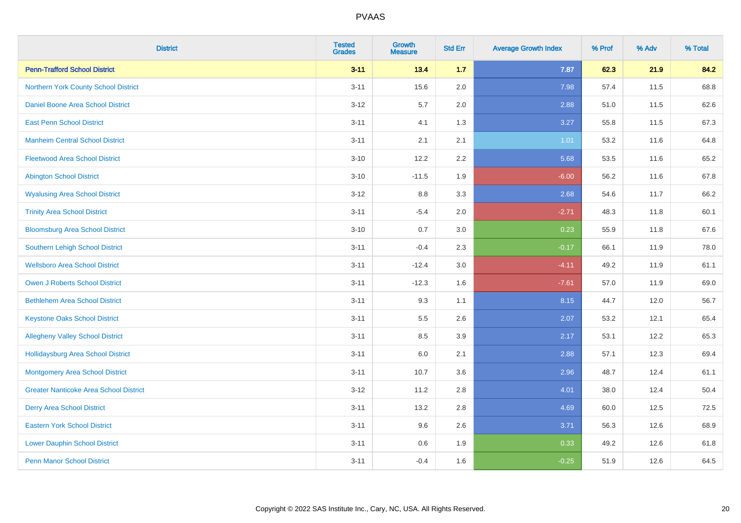# PVAAS

| District | Tested Grades | Growth Measure | Std Err | Average Growth Index | % Prof | % Adv | % Total |
|---|---|---|---|---|---|---|---|
| **Penn-Trafford School District** | **3-11** | **13.4** | **1.7** | **7.87** | **62.3** | **21.9** | **84.2** |
| Northern York County School District | 3-11 | 15.6 | 2.0 | 7.98 | 57.4 | 11.5 | 68.8 |
| Daniel Boone Area School District | 3-12 | 5.7 | 2.0 | 2.88 | 51.0 | 11.5 | 62.6 |
| East Penn School District | 3-11 | 4.1 | 1.3 | 3.27 | 55.8 | 11.5 | 67.3 |
| Manheim Central School District | 3-11 | 2.1 | 2.1 | 1.01 | 53.2 | 11.6 | 64.8 |
| Fleetwood Area School District | 3-10 | 12.2 | 2.2 | 5.68 | 53.5 | 11.6 | 65.2 |
| Abington School District | 3-10 | -11.5 | 1.9 | -6.00 | 56.2 | 11.6 | 67.8 |
| Wyalusing Area School District | 3-12 | 8.8 | 3.3 | 2.68 | 54.6 | 11.7 | 66.2 |
| Trinity Area School District | 3-11 | -5.4 | 2.0 | -2.71 | 48.3 | 11.8 | 60.1 |
| Bloomsburg Area School District | 3-10 | 0.7 | 3.0 | 0.23 | 55.9 | 11.8 | 67.6 |
| Southern Lehigh School District | 3-11 | -0.4 | 2.3 | -0.17 | 66.1 | 11.9 | 78.0 |
| Wellsboro Area School District | 3-11 | -12.4 | 3.0 | -4.11 | 49.2 | 11.9 | 61.1 |
| Owen J Roberts School District | 3-11 | -12.3 | 1.6 | -7.61 | 57.0 | 11.9 | 69.0 |
| Bethlehem Area School District | 3-11 | 9.3 | 1.1 | 8.15 | 44.7 | 12.0 | 56.7 |
| Keystone Oaks School District | 3-11 | 5.5 | 2.6 | 2.07 | 53.2 | 12.1 | 65.4 |
| Allegheny Valley School District | 3-11 | 8.5 | 3.9 | 2.17 | 53.1 | 12.2 | 65.3 |
| Hollidaysburg Area School District | 3-11 | 6.0 | 2.1 | 2.88 | 57.1 | 12.3 | 69.4 |
| Montgomery Area School District | 3-11 | 10.7 | 3.6 | 2.96 | 48.7 | 12.4 | 61.1 |
| Greater Nanticoke Area School District | 3-12 | 11.2 | 2.8 | 4.01 | 38.0 | 12.4 | 50.4 |
| Derry Area School District | 3-11 | 13.2 | 2.8 | 4.69 | 60.0 | 12.5 | 72.5 |
| Eastern York School District | 3-11 | 9.6 | 2.6 | 3.71 | 56.3 | 12.6 | 68.9 |
| Lower Dauphin School District | 3-11 | 0.6 | 1.9 | 0.33 | 49.2 | 12.6 | 61.8 |
| Penn Manor School District | 3-11 | -0.4 | 1.6 | -0.25 | 51.9 | 12.6 | 64.5 |

Copyright © 2022 SAS Institute Inc., Cary, NC, USA. All Rights Reserved.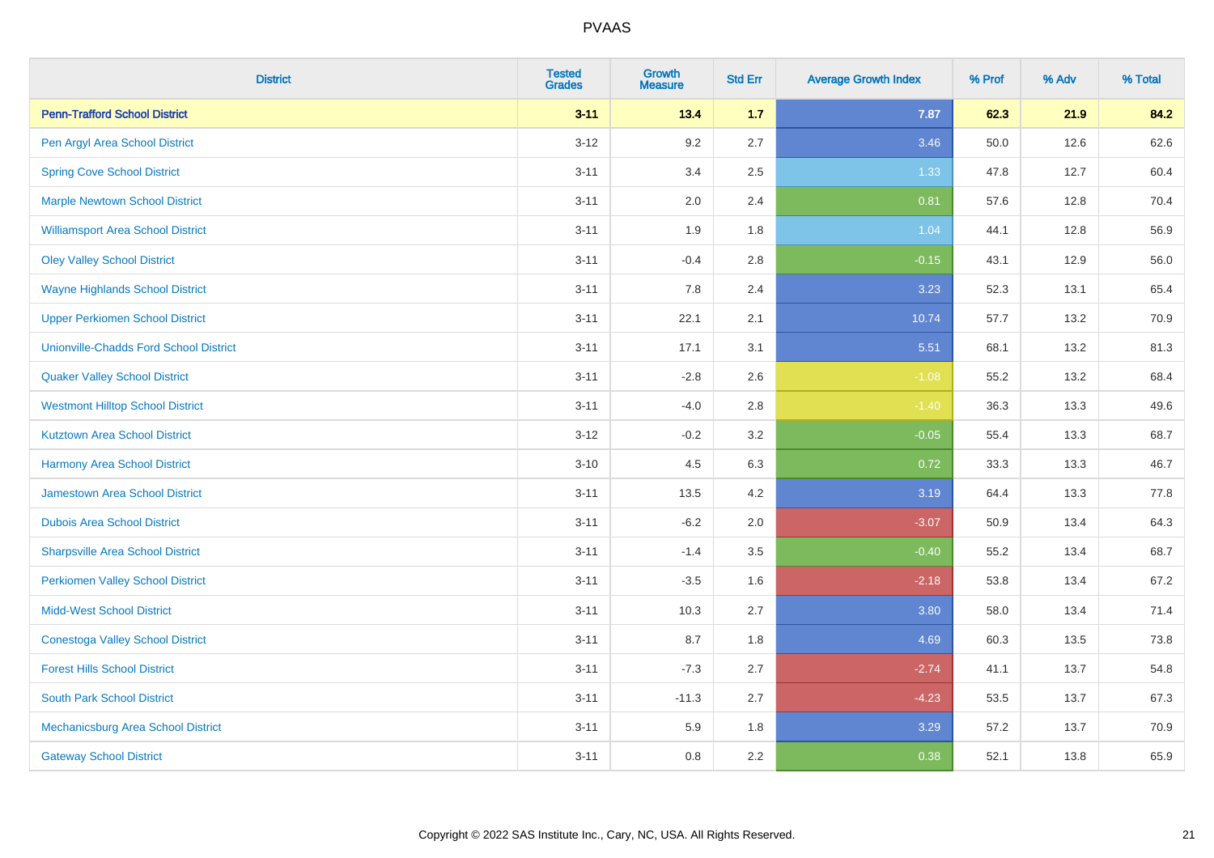PVAAS

| District | Tested Grades | Growth Measure | Std Err | Average Growth Index | % Prof | % Adv | % Total |
|---|---|---|---|---|---|---|---|
| **Penn-Trafford School District** | **3-11** | **13.4** | **1.7** | **7.87** | **62.3** | **21.9** | **84.2** |
| Pen Argyl Area School District | 3-12 | 9.2 | 2.7 | 3.46 | 50.0 | 12.6 | 62.6 |
| Spring Cove School District | 3-11 | 3.4 | 2.5 | 1.33 | 47.8 | 12.7 | 60.4 |
| Marple Newtown School District | 3-11 | 2.0 | 2.4 | 0.81 | 57.6 | 12.8 | 70.4 |
| Williamsport Area School District | 3-11 | 1.9 | 1.8 | 1.04 | 44.1 | 12.8 | 56.9 |
| Oley Valley School District | 3-11 | -0.4 | 2.8 | -0.15 | 43.1 | 12.9 | 56.0 |
| Wayne Highlands School District | 3-11 | 7.8 | 2.4 | 3.23 | 52.3 | 13.1 | 65.4 |
| Upper Perkiomen School District | 3-11 | 22.1 | 2.1 | 10.74 | 57.7 | 13.2 | 70.9 |
| Unionville-Chadds Ford School District | 3-11 | 17.1 | 3.1 | 5.51 | 68.1 | 13.2 | 81.3 |
| Quaker Valley School District | 3-11 | -2.8 | 2.6 | -1.08 | 55.2 | 13.2 | 68.4 |
| Westmont Hilltop School District | 3-11 | -4.0 | 2.8 | -1.40 | 36.3 | 13.3 | 49.6 |
| Kutztown Area School District | 3-12 | -0.2 | 3.2 | -0.05 | 55.4 | 13.3 | 68.7 |
| Harmony Area School District | 3-10 | 4.5 | 6.3 | 0.72 | 33.3 | 13.3 | 46.7 |
| Jamestown Area School District | 3-11 | 13.5 | 4.2 | 3.19 | 64.4 | 13.3 | 77.8 |
| Dubois Area School District | 3-11 | -6.2 | 2.0 | -3.07 | 50.9 | 13.4 | 64.3 |
| Sharpsville Area School District | 3-11 | -1.4 | 3.5 | -0.40 | 55.2 | 13.4 | 68.7 |
| Perkiomen Valley School District | 3-11 | -3.5 | 1.6 | -2.18 | 53.8 | 13.4 | 67.2 |
| Midd-West School District | 3-11 | 10.3 | 2.7 | 3.80 | 58.0 | 13.4 | 71.4 |
| Conestoga Valley School District | 3-11 | 8.7 | 1.8 | 4.69 | 60.3 | 13.5 | 73.8 |
| Forest Hills School District | 3-11 | -7.3 | 2.7 | -2.74 | 41.1 | 13.7 | 54.8 |
| South Park School District | 3-11 | -11.3 | 2.7 | -4.23 | 53.5 | 13.7 | 67.3 |
| Mechanicsburg Area School District | 3-11 | 5.9 | 1.8 | 3.29 | 57.2 | 13.7 | 70.9 |
| Gateway School District | 3-11 | 0.8 | 2.2 | 0.38 | 52.1 | 13.8 | 65.9 |

Copyright © 2022 SAS Institute Inc., Cary, NC, USA. All Rights Reserved.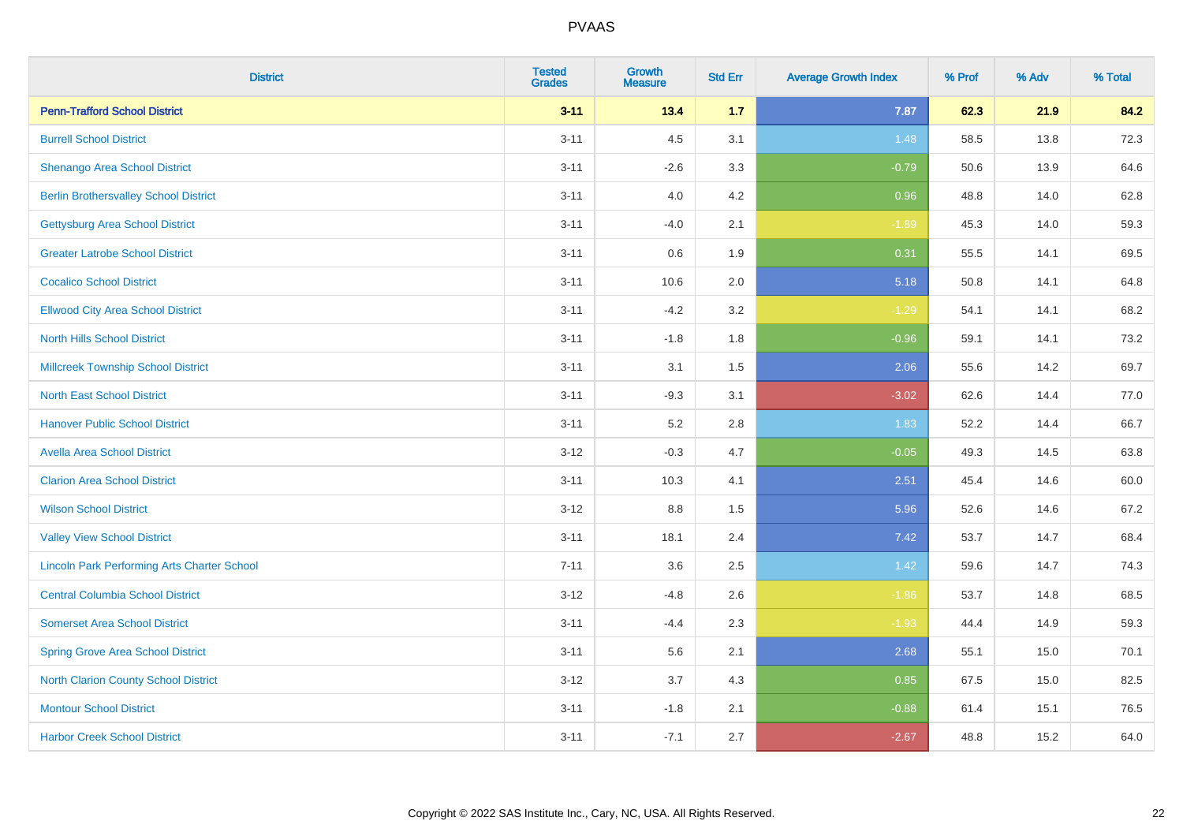# PVAAS

| District | Tested Grades | Growth Measure | Std Err | Average Growth Index | % Prof | % Adv | % Total |
|---|---|---|---|---|---|---|---|
| **Penn-Trafford School District** | **3-11** | **13.4** | **1.7** | **7.87** | **62.3** | **21.9** | **84.2** |
| Burrell School District | 3-11 | 4.5 | 3.1 | 1.48 | 58.5 | 13.8 | 72.3 |
| Shenango Area School District | 3-11 | -2.6 | 3.3 | -0.79 | 50.6 | 13.9 | 64.6 |
| Berlin Brothersvalley School District | 3-11 | 4.0 | 4.2 | 0.96 | 48.8 | 14.0 | 62.8 |
| Gettysburg Area School District | 3-11 | -4.0 | 2.1 | -1.89 | 45.3 | 14.0 | 59.3 |
| Greater Latrobe School District | 3-11 | 0.6 | 1.9 | 0.31 | 55.5 | 14.1 | 69.5 |
| Cocalico School District | 3-11 | 10.6 | 2.0 | 5.18 | 50.8 | 14.1 | 64.8 |
| Ellwood City Area School District | 3-11 | -4.2 | 3.2 | -1.29 | 54.1 | 14.1 | 68.2 |
| North Hills School District | 3-11 | -1.8 | 1.8 | -0.96 | 59.1 | 14.1 | 73.2 |
| Millcreek Township School District | 3-11 | 3.1 | 1.5 | 2.06 | 55.6 | 14.2 | 69.7 |
| North East School District | 3-11 | -9.3 | 3.1 | -3.02 | 62.6 | 14.4 | 77.0 |
| Hanover Public School District | 3-11 | 5.2 | 2.8 | 1.83 | 52.2 | 14.4 | 66.7 |
| Avella Area School District | 3-12 | -0.3 | 4.7 | -0.05 | 49.3 | 14.5 | 63.8 |
| Clarion Area School District | 3-11 | 10.3 | 4.1 | 2.51 | 45.4 | 14.6 | 60.0 |
| Wilson School District | 3-12 | 8.8 | 1.5 | 5.96 | 52.6 | 14.6 | 67.2 |
| Valley View School District | 3-11 | 18.1 | 2.4 | 7.42 | 53.7 | 14.7 | 68.4 |
| Lincoln Park Performing Arts Charter School | 7-11 | 3.6 | 2.5 | 1.42 | 59.6 | 14.7 | 74.3 |
| Central Columbia School District | 3-12 | -4.8 | 2.6 | -1.86 | 53.7 | 14.8 | 68.5 |
| Somerset Area School District | 3-11 | -4.4 | 2.3 | -1.93 | 44.4 | 14.9 | 59.3 |
| Spring Grove Area School District | 3-11 | 5.6 | 2.1 | 2.68 | 55.1 | 15.0 | 70.1 |
| North Clarion County School District | 3-12 | 3.7 | 4.3 | 0.85 | 67.5 | 15.0 | 82.5 |
| Montour School District | 3-11 | -1.8 | 2.1 | -0.88 | 61.4 | 15.1 | 76.5 |
| Harbor Creek School District | 3-11 | -7.1 | 2.7 | -2.67 | 48.8 | 15.2 | 64.0 |

Copyright © 2022 SAS Institute Inc., Cary, NC, USA. All Rights Reserved.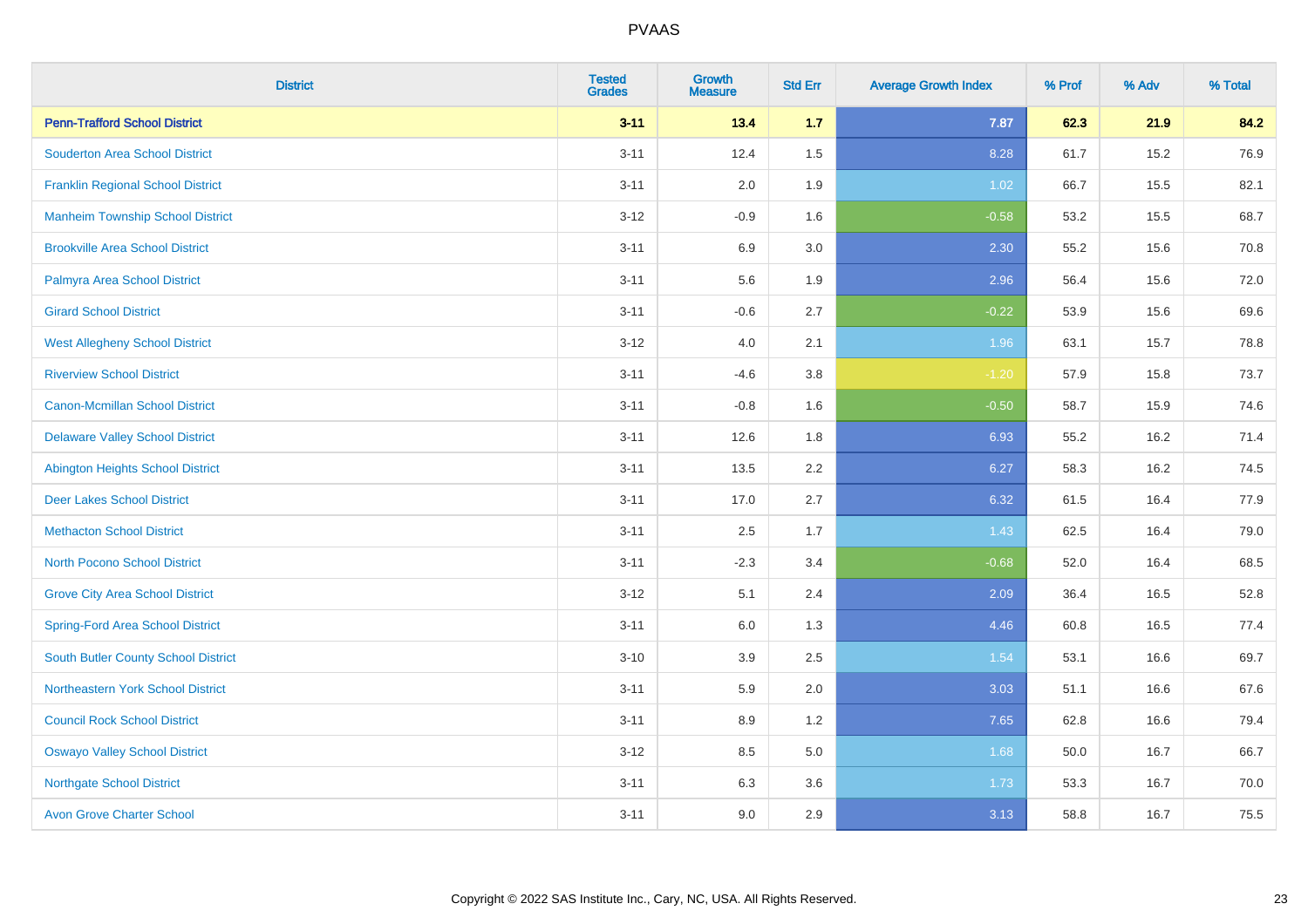# PVAAS

| District | Tested Grades | Growth Measure | Std Err | Average Growth Index | % Prof | % Adv | % Total |
|---|---|---|---|---|---|---|---|
| **Penn-Trafford School District** | **3-11** | **13.4** | **1.7** | **7.87** | **62.3** | **21.9** | **84.2** |
| Souderton Area School District | 3-11 | 12.4 | 1.5 | 8.28 | 61.7 | 15.2 | 76.9 |
| Franklin Regional School District | 3-11 | 2.0 | 1.9 | 1.02 | 66.7 | 15.5 | 82.1 |
| Manheim Township School District | 3-12 | -0.9 | 1.6 | -0.58 | 53.2 | 15.5 | 68.7 |
| Brookville Area School District | 3-11 | 6.9 | 3.0 | 2.30 | 55.2 | 15.6 | 70.8 |
| Palmyra Area School District | 3-11 | 5.6 | 1.9 | 2.96 | 56.4 | 15.6 | 72.0 |
| Girard School District | 3-11 | -0.6 | 2.7 | -0.22 | 53.9 | 15.6 | 69.6 |
| West Allegheny School District | 3-12 | 4.0 | 2.1 | 1.96 | 63.1 | 15.7 | 78.8 |
| Riverview School District | 3-11 | -4.6 | 3.8 | -1.20 | 57.9 | 15.8 | 73.7 |
| Canon-Mcmillan School District | 3-11 | -0.8 | 1.6 | -0.50 | 58.7 | 15.9 | 74.6 |
| Delaware Valley School District | 3-11 | 12.6 | 1.8 | 6.93 | 55.2 | 16.2 | 71.4 |
| Abington Heights School District | 3-11 | 13.5 | 2.2 | 6.27 | 58.3 | 16.2 | 74.5 |
| Deer Lakes School District | 3-11 | 17.0 | 2.7 | 6.32 | 61.5 | 16.4 | 77.9 |
| Methacton School District | 3-11 | 2.5 | 1.7 | 1.43 | 62.5 | 16.4 | 79.0 |
| North Pocono School District | 3-11 | -2.3 | 3.4 | -0.68 | 52.0 | 16.4 | 68.5 |
| Grove City Area School District | 3-12 | 5.1 | 2.4 | 2.09 | 36.4 | 16.5 | 52.8 |
| Spring-Ford Area School District | 3-11 | 6.0 | 1.3 | 4.46 | 60.8 | 16.5 | 77.4 |
| South Butler County School District | 3-10 | 3.9 | 2.5 | 1.54 | 53.1 | 16.6 | 69.7 |
| Northeastern York School District | 3-11 | 5.9 | 2.0 | 3.03 | 51.1 | 16.6 | 67.6 |
| Council Rock School District | 3-11 | 8.9 | 1.2 | 7.65 | 62.8 | 16.6 | 79.4 |
| Oswayo Valley School District | 3-12 | 8.5 | 5.0 | 1.68 | 50.0 | 16.7 | 66.7 |
| Northgate School District | 3-11 | 6.3 | 3.6 | 1.73 | 53.3 | 16.7 | 70.0 |
| Avon Grove Charter School | 3-11 | 9.0 | 2.9 | 3.13 | 58.8 | 16.7 | 75.5 |

Copyright © 2022 SAS Institute Inc., Cary, NC, USA. All Rights Reserved.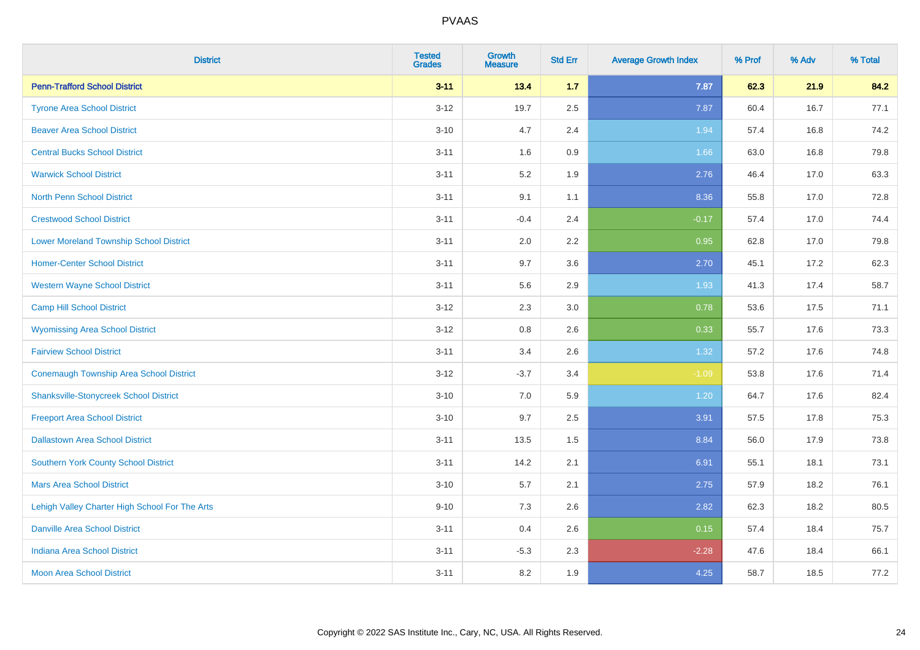| District | Tested Grades | Growth Measure | Std Err | Average Growth Index | % Prof | % Adv | % Total |
|---|---|---|---|---|---|---|---|
| **Penn-Trafford School District** | **3-11** | **13.4** | **1.7** | **7.87** | **62.3** | **21.9** | **84.2** |
| Tyrone Area School District | 3-12 | 19.7 | 2.5 | 7.87 | 60.4 | 16.7 | 77.1 |
| Beaver Area School District | 3-10 | 4.7 | 2.4 | 1.94 | 57.4 | 16.8 | 74.2 |
| Central Bucks School District | 3-11 | 1.6 | 0.9 | 1.66 | 63.0 | 16.8 | 79.8 |
| Warwick School District | 3-11 | 5.2 | 1.9 | 2.76 | 46.4 | 17.0 | 63.3 |
| North Penn School District | 3-11 | 9.1 | 1.1 | 8.36 | 55.8 | 17.0 | 72.8 |
| Crestwood School District | 3-11 | -0.4 | 2.4 | -0.17 | 57.4 | 17.0 | 74.4 |
| Lower Moreland Township School District | 3-11 | 2.0 | 2.2 | 0.95 | 62.8 | 17.0 | 79.8 |
| Homer-Center School District | 3-11 | 9.7 | 3.6 | 2.70 | 45.1 | 17.2 | 62.3 |
| Western Wayne School District | 3-11 | 5.6 | 2.9 | 1.93 | 41.3 | 17.4 | 58.7 |
| Camp Hill School District | 3-12 | 2.3 | 3.0 | 0.78 | 53.6 | 17.5 | 71.1 |
| Wyomissing Area School District | 3-12 | 0.8 | 2.6 | 0.33 | 55.7 | 17.6 | 73.3 |
| Fairview School District | 3-11 | 3.4 | 2.6 | 1.32 | 57.2 | 17.6 | 74.8 |
| Conemaugh Township Area School District | 3-12 | -3.7 | 3.4 | -1.09 | 53.8 | 17.6 | 71.4 |
| Shanksville-Stonycreek School District | 3-10 | 7.0 | 5.9 | 1.20 | 64.7 | 17.6 | 82.4 |
| Freeport Area School District | 3-10 | 9.7 | 2.5 | 3.91 | 57.5 | 17.8 | 75.3 |
| Dallastown Area School District | 3-11 | 13.5 | 1.5 | 8.84 | 56.0 | 17.9 | 73.8 |
| Southern York County School District | 3-11 | 14.2 | 2.1 | 6.91 | 55.1 | 18.1 | 73.1 |
| Mars Area School District | 3-10 | 5.7 | 2.1 | 2.75 | 57.9 | 18.2 | 76.1 |
| Lehigh Valley Charter High School For The Arts | 9-10 | 7.3 | 2.6 | 2.82 | 62.3 | 18.2 | 80.5 |
| Danville Area School District | 3-11 | 0.4 | 2.6 | 0.15 | 57.4 | 18.4 | 75.7 |
| Indiana Area School District | 3-11 | -5.3 | 2.3 | -2.28 | 47.6 | 18.4 | 66.1 |
| Moon Area School District | 3-11 | 8.2 | 1.9 | 4.25 | 58.7 | 18.5 | 77.2 |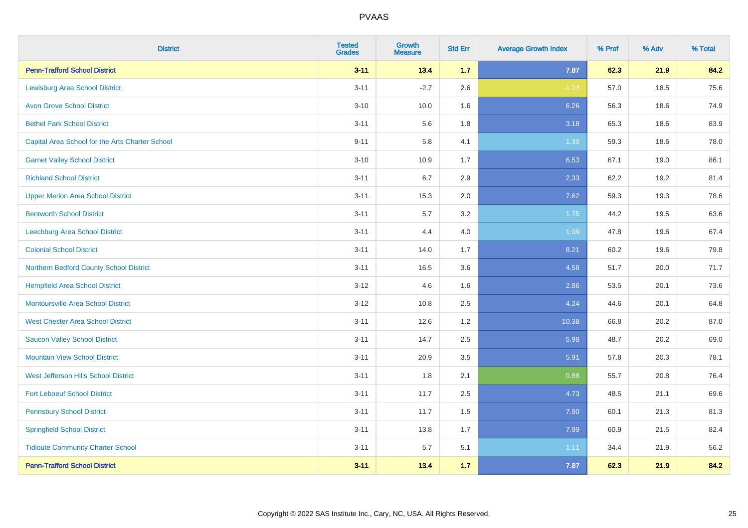# PVAAS

| District | Tested Grades | Growth Measure | Std Err | Average Growth Index | % Prof | % Adv | % Total |
|---|---|---|---|---|---|---|---|
| **Penn-Trafford School District** | **3-11** | **13.4** | **1.7** | **7.87** | **62.3** | **21.9** | **84.2** |
| Lewisburg Area School District | 3-11 | -2.7 | 2.6 | -1.03 | 57.0 | 18.5 | 75.6 |
| Avon Grove School District | 3-10 | 10.0 | 1.6 | 6.26 | 56.3 | 18.6 | 74.9 |
| Bethel Park School District | 3-11 | 5.6 | 1.8 | 3.18 | 65.3 | 18.6 | 83.9 |
| Capital Area School for the Arts Charter School | 9-11 | 5.8 | 4.1 | 1.39 | 59.3 | 18.6 | 78.0 |
| Garnet Valley School District | 3-10 | 10.9 | 1.7 | 6.53 | 67.1 | 19.0 | 86.1 |
| Richland School District | 3-11 | 6.7 | 2.9 | 2.33 | 62.2 | 19.2 | 81.4 |
| Upper Merion Area School District | 3-11 | 15.3 | 2.0 | 7.62 | 59.3 | 19.3 | 78.6 |
| Bentworth School District | 3-11 | 5.7 | 3.2 | 1.75 | 44.2 | 19.5 | 63.6 |
| Leechburg Area School District | 3-11 | 4.4 | 4.0 | 1.09 | 47.8 | 19.6 | 67.4 |
| Colonial School District | 3-11 | 14.0 | 1.7 | 8.21 | 60.2 | 19.6 | 79.8 |
| Northern Bedford County School District | 3-11 | 16.5 | 3.6 | 4.58 | 51.7 | 20.0 | 71.7 |
| Hempfield Area School District | 3-12 | 4.6 | 1.6 | 2.86 | 53.5 | 20.1 | 73.6 |
| Montoursville Area School District | 3-12 | 10.8 | 2.5 | 4.24 | 44.6 | 20.1 | 64.8 |
| West Chester Area School District | 3-11 | 12.6 | 1.2 | 10.38 | 66.8 | 20.2 | 87.0 |
| Saucon Valley School District | 3-11 | 14.7 | 2.5 | 5.98 | 48.7 | 20.2 | 69.0 |
| Mountain View School District | 3-11 | 20.9 | 3.5 | 5.91 | 57.8 | 20.3 | 78.1 |
| West Jefferson Hills School District | 3-11 | 1.8 | 2.1 | 0.88 | 55.7 | 20.8 | 76.4 |
| Fort Leboeuf School District | 3-11 | 11.7 | 2.5 | 4.73 | 48.5 | 21.1 | 69.6 |
| Pennsbury School District | 3-11 | 11.7 | 1.5 | 7.90 | 60.1 | 21.3 | 81.3 |
| Springfield School District | 3-11 | 13.8 | 1.7 | 7.99 | 60.9 | 21.5 | 82.4 |
| Tidioute Community Charter School | 3-11 | 5.7 | 5.1 | 1.11 | 34.4 | 21.9 | 56.2 |
| **Penn-Trafford School District** | **3-11** | **13.4** | **1.7** | **7.87** | **62.3** | **21.9** | **84.2** |

Copyright © 2022 SAS Institute Inc., Cary, NC, USA. All Rights Reserved.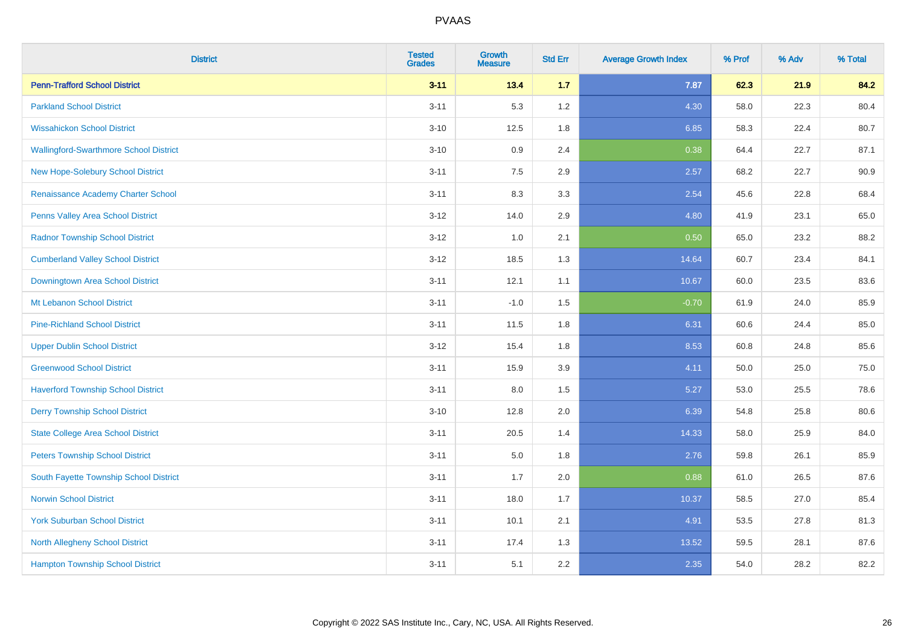| District | Tested Grades | Growth Measure | Std Err | Average Growth Index | % Prof | % Adv | % Total |
|---|---|---|---|---|---|---|---|
| **Penn-Trafford School District** | **3-11** | **13.4** | **1.7** | **7.87** | **62.3** | **21.9** | **84.2** |
| Parkland School District | 3-11 | 5.3 | 1.2 | 4.30 | 58.0 | 22.3 | 80.4 |
| Wissahickon School District | 3-10 | 12.5 | 1.8 | 6.85 | 58.3 | 22.4 | 80.7 |
| Wallingford-Swarthmore School District | 3-10 | 0.9 | 2.4 | 0.38 | 64.4 | 22.7 | 87.1 |
| New Hope-Solebury School District | 3-11 | 7.5 | 2.9 | 2.57 | 68.2 | 22.7 | 90.9 |
| Renaissance Academy Charter School | 3-11 | 8.3 | 3.3 | 2.54 | 45.6 | 22.8 | 68.4 |
| Penns Valley Area School District | 3-12 | 14.0 | 2.9 | 4.80 | 41.9 | 23.1 | 65.0 |
| Radnor Township School District | 3-12 | 1.0 | 2.1 | 0.50 | 65.0 | 23.2 | 88.2 |
| Cumberland Valley School District | 3-12 | 18.5 | 1.3 | 14.64 | 60.7 | 23.4 | 84.1 |
| Downingtown Area School District | 3-11 | 12.1 | 1.1 | 10.67 | 60.0 | 23.5 | 83.6 |
| Mt Lebanon School District | 3-11 | -1.0 | 1.5 | -0.70 | 61.9 | 24.0 | 85.9 |
| Pine-Richland School District | 3-11 | 11.5 | 1.8 | 6.31 | 60.6 | 24.4 | 85.0 |
| Upper Dublin School District | 3-12 | 15.4 | 1.8 | 8.53 | 60.8 | 24.8 | 85.6 |
| Greenwood School District | 3-11 | 15.9 | 3.9 | 4.11 | 50.0 | 25.0 | 75.0 |
| Haverford Township School District | 3-11 | 8.0 | 1.5 | 5.27 | 53.0 | 25.5 | 78.6 |
| Derry Township School District | 3-10 | 12.8 | 2.0 | 6.39 | 54.8 | 25.8 | 80.6 |
| State College Area School District | 3-11 | 20.5 | 1.4 | 14.33 | 58.0 | 25.9 | 84.0 |
| Peters Township School District | 3-11 | 5.0 | 1.8 | 2.76 | 59.8 | 26.1 | 85.9 |
| South Fayette Township School District | 3-11 | 1.7 | 2.0 | 0.88 | 61.0 | 26.5 | 87.6 |
| Norwin School District | 3-11 | 18.0 | 1.7 | 10.37 | 58.5 | 27.0 | 85.4 |
| York Suburban School District | 3-11 | 10.1 | 2.1 | 4.91 | 53.5 | 27.8 | 81.3 |
| North Allegheny School District | 3-11 | 17.4 | 1.3 | 13.52 | 59.5 | 28.1 | 87.6 |
| Hampton Township School District | 3-11 | 5.1 | 2.2 | 2.35 | 54.0 | 28.2 | 82.2 |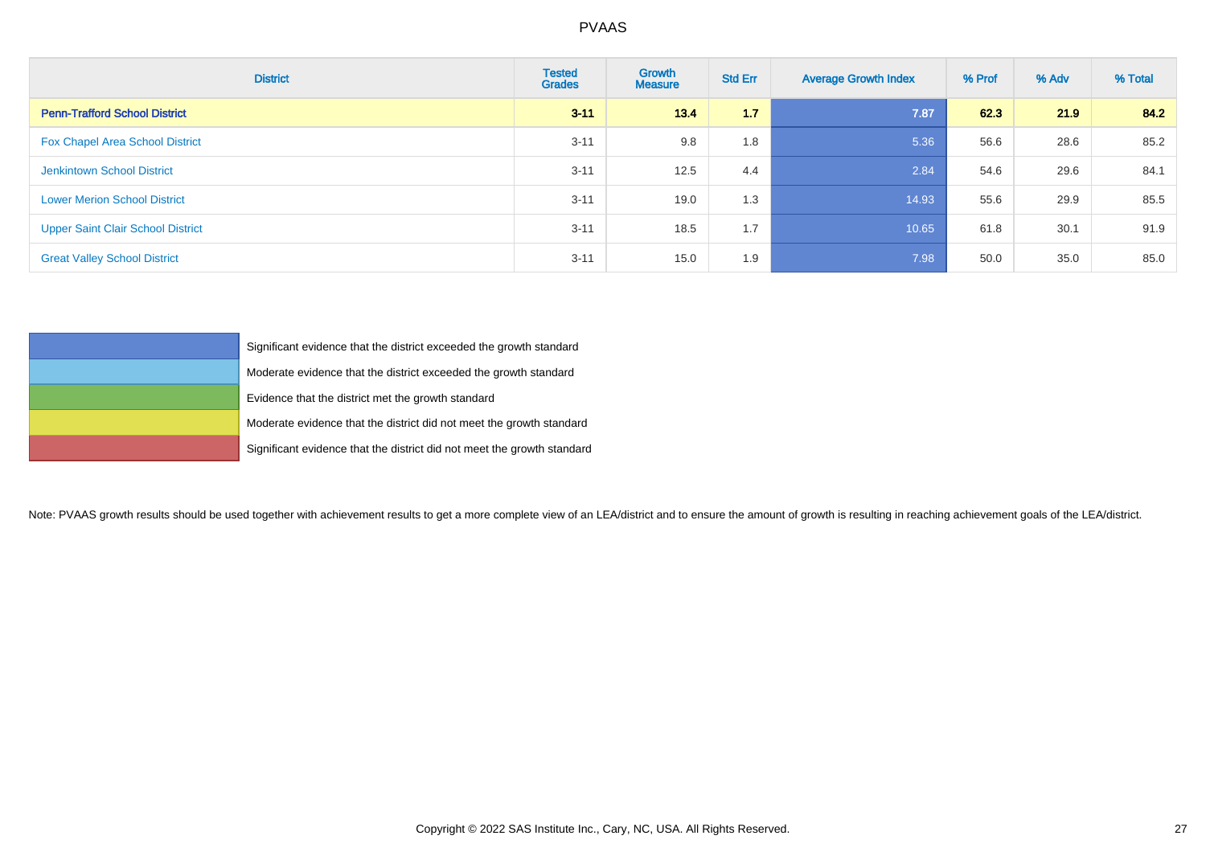# PVAAS

| District | Tested Grades | Growth Measure | Std Err | Average Growth Index | % Prof | % Adv | % Total |
|---|---|---|---|---|---|---|---|
| **Penn-Trafford School District** | **3-11** | **13.4** | **1.7** | **7.87** | **62.3** | **21.9** | **84.2** |
| Fox Chapel Area School District | 3-11 | 9.8 | 1.8 | 5.36 | 56.6 | 28.6 | 85.2 |
| Jenkintown School District | 3-11 | 12.5 | 4.4 | 2.84 | 54.6 | 29.6 | 84.1 |
| Lower Merion School District | 3-11 | 19.0 | 1.3 | 14.93 | 55.6 | 29.9 | 85.5 |
| Upper Saint Clair School District | 3-11 | 18.5 | 1.7 | 10.65 | 61.8 | 30.1 | 91.9 |
| Great Valley School District | 3-11 | 15.0 | 1.9 | 7.98 | 50.0 | 35.0 | 85.0 |

Significant evidence that the district exceeded the growth standard

Moderate evidence that the district exceeded the growth standard

Evidence that the district met the growth standard

Moderate evidence that the district did not meet the growth standard

Significant evidence that the district did not meet the growth standard

Note: PVAAS growth results should be used together with achievement results to get a more complete view of an LEA/district and to ensure the amount of growth is resulting in reaching achievement goals of the LEA/district.

Copyright © 2022 SAS Institute Inc., Cary, NC, USA. All Rights Reserved.